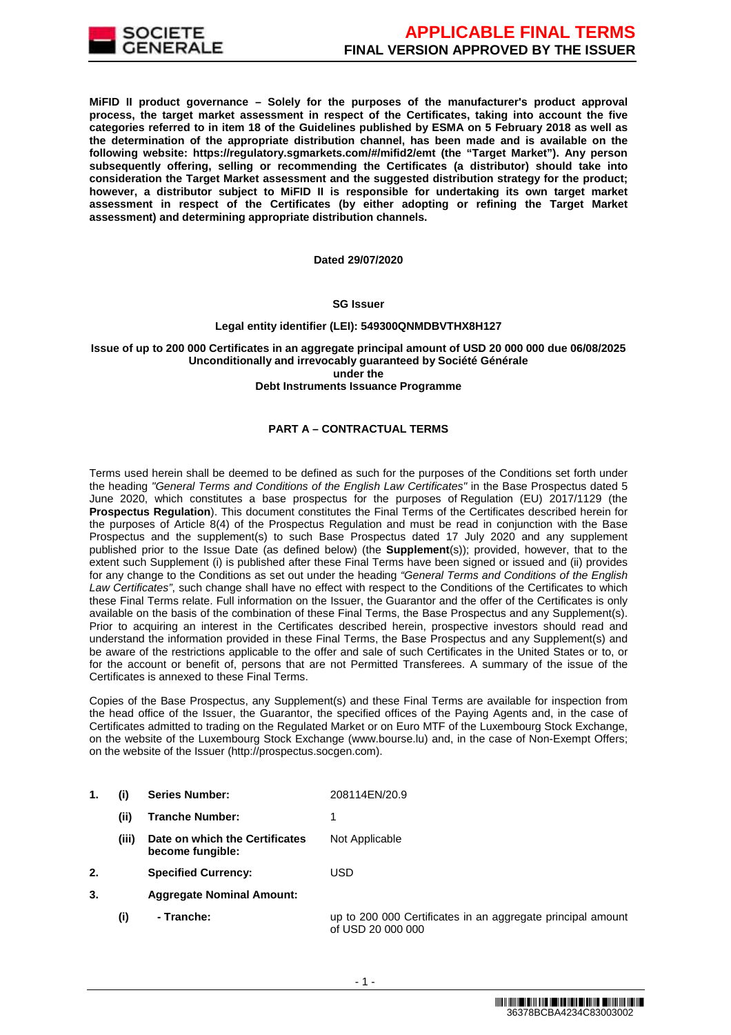**MiFID II product governance – Solely for the purposes of the manufacturer's product approval process, the target market assessment in respect of the Certificates, taking into account the five categories referred to in item 18 of the Guidelines published by ESMA on 5 February 2018 as well as the determination of the appropriate distribution channel, has been made and is available on the following website: https://regulatory.sgmarkets.com/#/mifid2/emt (the "Target Market"). Any person subsequently offering, selling or recommending the Certificates (a distributor) should take into consideration the Target Market assessment and the suggested distribution strategy for the product; however, a distributor subject to MiFID II is responsible for undertaking its own target market assessment in respect of the Certificates (by either adopting or refining the Target Market assessment) and determining appropriate distribution channels.**

**Dated 29/07/2020**

**SG Issuer**

**Legal entity identifier (LEI): 549300QNMDBVTHX8H127**

**Issue of up to 200 000 Certificates in an aggregate principal amount of USD 20 000 000 due 06/08/2025**
**Unconditionally and irrevocably guaranteed by Société Générale**
**under the**
**Debt Instruments Issuance Programme**

## PART A – CONTRACTUAL TERMS

Terms used herein shall be deemed to be defined as such for the purposes of the Conditions set forth under the heading *"General Terms and Conditions of the English Law Certificates"* in the Base Prospectus dated 5 June 2020, which constitutes a base prospectus for the purposes of Regulation (EU) 2017/1129 (the **Prospectus Regulation**). This document constitutes the Final Terms of the Certificates described herein for the purposes of Article 8(4) of the Prospectus Regulation and must be read in conjunction with the Base Prospectus and the supplement(s) to such Base Prospectus dated 17 July 2020 and any supplement published prior to the Issue Date (as defined below) (the **Supplement**(s)); provided, however, that to the extent such Supplement (i) is published after these Final Terms have been signed or issued and (ii) provides for any change to the Conditions as set out under the heading *"General Terms and Conditions of the English Law Certificates"*, such change shall have no effect with respect to the Conditions of the Certificates to which these Final Terms relate. Full information on the Issuer, the Guarantor and the offer of the Certificates is only available on the basis of the combination of these Final Terms, the Base Prospectus and any Supplement(s). Prior to acquiring an interest in the Certificates described herein, prospective investors should read and understand the information provided in these Final Terms, the Base Prospectus and any Supplement(s) and be aware of the restrictions applicable to the offer and sale of such Certificates in the United States or to, or for the account or benefit of, persons that are not Permitted Transferees. A summary of the issue of the Certificates is annexed to these Final Terms.

Copies of the Base Prospectus, any Supplement(s) and these Final Terms are available for inspection from the head office of the Issuer, the Guarantor, the specified offices of the Paying Agents and, in the case of Certificates admitted to trading on the Regulated Market or on Euro MTF of the Luxembourg Stock Exchange, on the website of the Luxembourg Stock Exchange (www.bourse.lu) and, in the case of Non-Exempt Offers; on the website of the Issuer (http://prospectus.socgen.com).

| | | | |
|---|---|---|---|
| **1.** | **(i)** | **Series Number:** | 208114EN/20.9 |
| | **(ii)** | **Tranche Number:** | 1 |
| | **(iii)** | **Date on which the Certificates become fungible:** | Not Applicable |
| **2.** | | **Specified Currency:** | USD |
| **3.** | | **Aggregate Nominal Amount:** | |
| | **(i)** | **- Tranche:** | up to 200 000 Certificates in an aggregate principal amount of USD 20 000 000 |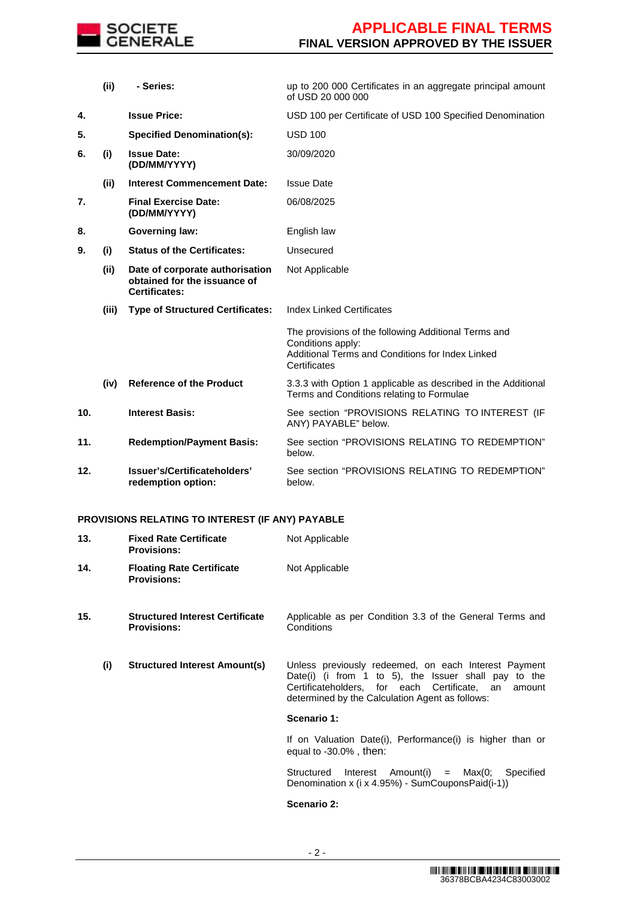| | | | |
|---|---|---|---|
| | (ii) | - Series: | up to 200 000 Certificates in an aggregate principal amount of USD 20 000 000 |
| 4. | | Issue Price: | USD 100 per Certificate of USD 100 Specified Denomination |
| 5. | | Specified Denomination(s): | USD 100 |
| 6. | (i) | Issue Date: (DD/MM/YYYY) | 30/09/2020 |
| | (ii) | Interest Commencement Date: | Issue Date |
| 7. | | Final Exercise Date: (DD/MM/YYYY) | 06/08/2025 |
| 8. | | Governing law: | English law |
| 9. | (i) | Status of the Certificates: | Unsecured |
| | (ii) | Date of corporate authorisation obtained for the issuance of Certificates: | Not Applicable |
| | (iii) | Type of Structured Certificates: | Index Linked Certificates<br><br>The provisions of the following Additional Terms and Conditions apply:<br>Additional Terms and Conditions for Index Linked Certificates |
| | (iv) | Reference of the Product | 3.3.3 with Option 1 applicable as described in the Additional Terms and Conditions relating to Formulae |
| 10. | | Interest Basis: | See section "PROVISIONS RELATING TO INTEREST (IF ANY) PAYABLE" below. |
| 11. | | Redemption/Payment Basis: | See section "PROVISIONS RELATING TO REDEMPTION" below. |
| 12. | | Issuer's/Certificateholders' redemption option: | See section "PROVISIONS RELATING TO REDEMPTION" below. |

**PROVISIONS RELATING TO INTEREST (IF ANY) PAYABLE**

| | | | |
|---|---|---|---|
| 13. | | Fixed Rate Certificate Provisions: | Not Applicable |
| 14. | | Floating Rate Certificate Provisions: | Not Applicable |
| 15. | | Structured Interest Certificate Provisions: | Applicable as per Condition 3.3 of the General Terms and Conditions |
| | (i) | Structured Interest Amount(s) | Unless previously redeemed, on each Interest Payment Date(i) (i from 1 to 5), the Issuer shall pay to the Certificateholders, for each Certificate, an amount determined by the Calculation Agent as follows:<br><br>**Scenario 1:**<br><br>If on Valuation Date(i), Performance(i) is higher than or equal to -30.0% , then:<br><br>Structured Interest Amount(i) = Max(0; Specified Denomination x (i x 4.95%) - SumCouponsPaid(i-1))<br><br>**Scenario 2:** |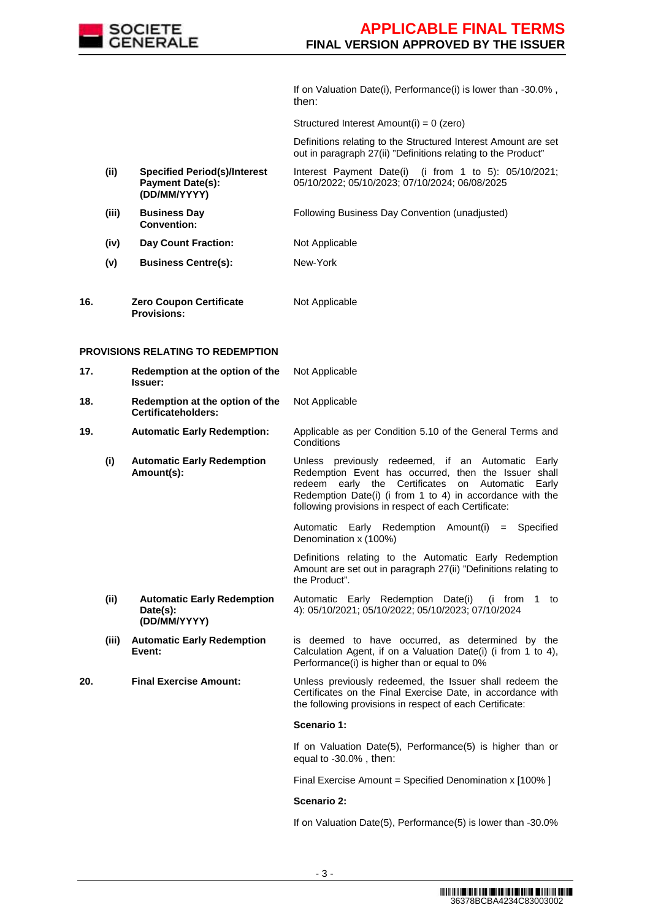| | | | |
|---|---|---|---|
| | | | If on Valuation Date(i), Performance(i) is lower than -30.0% , then: |
| | | | Structured Interest Amount(i) = 0 (zero) |
| | | | Definitions relating to the Structured Interest Amount are set out in paragraph 27(ii) "Definitions relating to the Product" |
| | (ii) | **Specified Period(s)/Interest Payment Date(s): (DD/MM/YYYY)** | Interest Payment Date(i) (i from 1 to 5): 05/10/2021; 05/10/2022; 05/10/2023; 07/10/2024; 06/08/2025 |
| | (iii) | **Business Day Convention:** | Following Business Day Convention (unadjusted) |
| | (iv) | **Day Count Fraction:** | Not Applicable |
| | (v) | **Business Centre(s):** | New-York |
| 16. | | **Zero Coupon Certificate Provisions:** | Not Applicable |

**PROVISIONS RELATING TO REDEMPTION**

| | | | |
|---|---|---|---|
| 17. | | **Redemption at the option of the Issuer:** | Not Applicable |
| 18. | | **Redemption at the option of the Certificateholders:** | Not Applicable |
| 19. | | **Automatic Early Redemption:** | Applicable as per Condition 5.10 of the General Terms and Conditions |
| | (i) | **Automatic Early Redemption Amount(s):** | Unless previously redeemed, if an Automatic Early Redemption Event has occurred, then the Issuer shall redeem early the Certificates on Automatic Early Redemption Date(i) (i from 1 to 4) in accordance with the following provisions in respect of each Certificate: |
| | | | Automatic Early Redemption Amount(i) = Specified Denomination x (100%) |
| | | | Definitions relating to the Automatic Early Redemption Amount are set out in paragraph 27(ii) "Definitions relating to the Product". |
| | (ii) | **Automatic Early Redemption Date(s): (DD/MM/YYYY)** | Automatic Early Redemption Date(i) (i from 1 to 4): 05/10/2021; 05/10/2022; 05/10/2023; 07/10/2024 |
| | (iii) | **Automatic Early Redemption Event:** | is deemed to have occurred, as determined by the Calculation Agent, if on a Valuation Date(i) (i from 1 to 4), Performance(i) is higher than or equal to 0% |
| 20. | | **Final Exercise Amount:** | Unless previously redeemed, the Issuer shall redeem the Certificates on the Final Exercise Date, in accordance with the following provisions in respect of each Certificate: |
| | | | **Scenario 1:** |
| | | | If on Valuation Date(5), Performance(5) is higher than or equal to -30.0% , then: |
| | | | Final Exercise Amount = Specified Denomination x [100% ] |
| | | | **Scenario 2:** |
| | | | If on Valuation Date(5), Performance(5) is lower than -30.0% |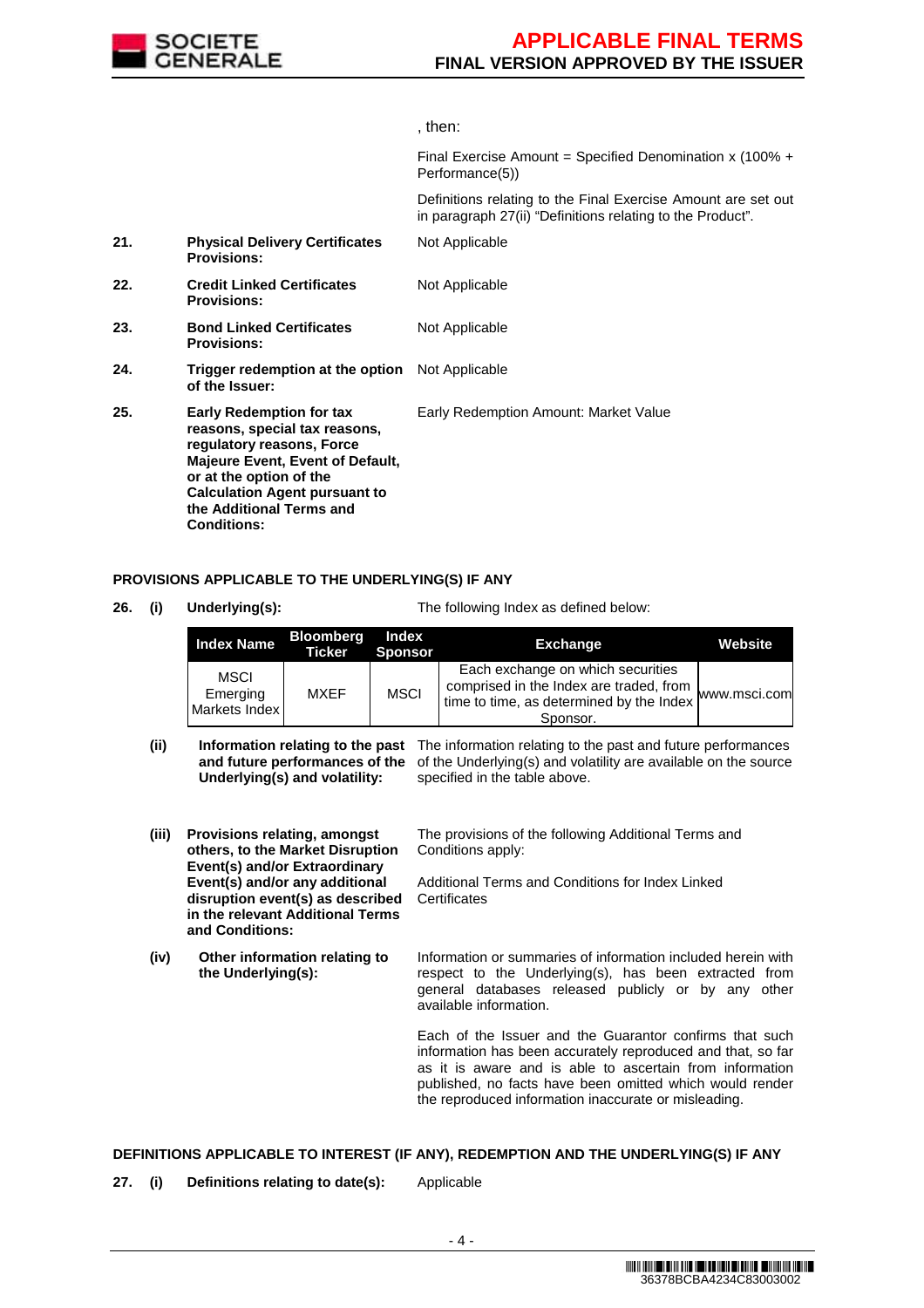, then:

Final Exercise Amount = Specified Denomination x (100% + Performance(5))

Definitions relating to the Final Exercise Amount are set out in paragraph 27(ii) "Definitions relating to the Product".

| | | |
|---|---|---|
| **21.** | **Physical Delivery Certificates Provisions:** | Not Applicable |
| **22.** | **Credit Linked Certificates Provisions:** | Not Applicable |
| **23.** | **Bond Linked Certificates Provisions:** | Not Applicable |
| **24.** | **Trigger redemption at the option of the Issuer:** | Not Applicable |
| **25.** | **Early Redemption for tax reasons, special tax reasons, regulatory reasons, Force Majeure Event, Event of Default, or at the option of the Calculation Agent pursuant to the Additional Terms and Conditions:** | Early Redemption Amount: Market Value |

**PROVISIONS APPLICABLE TO THE UNDERLYING(S) IF ANY**

**26. (i) Underlying(s):** The following Index as defined below:

| Index Name | Bloomberg Ticker | Index Sponsor | Exchange | Website |
|---|---|---|---|---|
| MSCI Emerging Markets Index | MXEF | MSCI | Each exchange on which securities comprised in the Index are traded, from time to time, as determined by the Index Sponsor. | www.msci.com |

**(ii) Information relating to the past and future performances of the Underlying(s) and volatility:** The information relating to the past and future performances of the Underlying(s) and volatility are available on the source specified in the table above.

**(iii) Provisions relating, amongst others, to the Market Disruption Event(s) and/or Extraordinary Event(s) and/or any additional disruption event(s) as described in the relevant Additional Terms and Conditions:** The provisions of the following Additional Terms and Conditions apply:

Additional Terms and Conditions for Index Linked Certificates

**(iv) Other information relating to the Underlying(s):** Information or summaries of information included herein with respect to the Underlying(s), has been extracted from general databases released publicly or by any other available information.

Each of the Issuer and the Guarantor confirms that such information has been accurately reproduced and that, so far as it is aware and is able to ascertain from information published, no facts have been omitted which would render the reproduced information inaccurate or misleading.

**DEFINITIONS APPLICABLE TO INTEREST (IF ANY), REDEMPTION AND THE UNDERLYING(S) IF ANY**

**27. (i) Definitions relating to date(s):** Applicable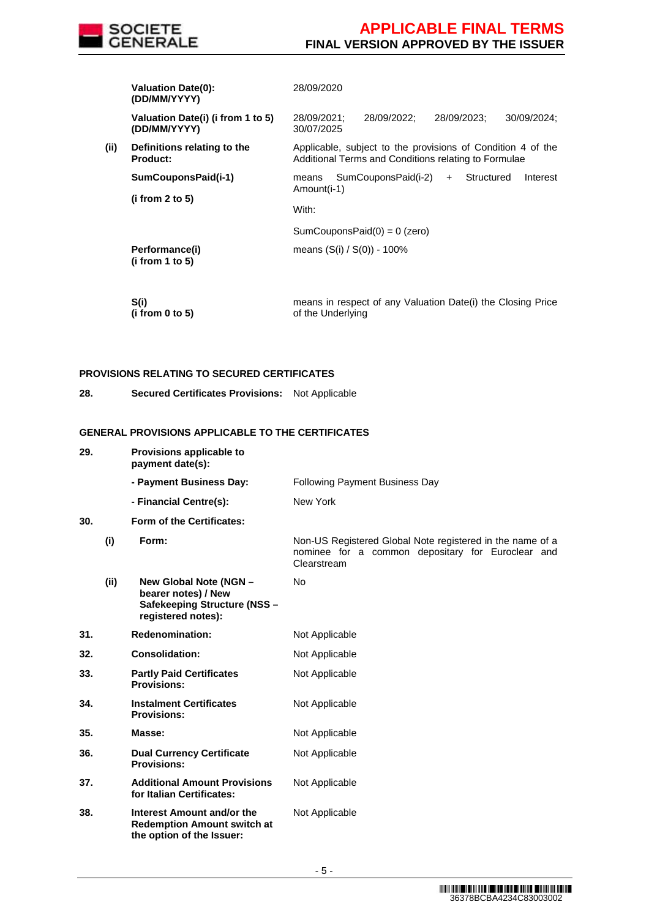| | | |
|---|---|---|
| | **Valuation Date(0): (DD/MM/YYYY)** | 28/09/2020 |
| | **Valuation Date(i) (i from 1 to 5) (DD/MM/YYYY)** | 28/09/2021; 28/09/2022; 28/09/2023; 30/09/2024; 30/07/2025 |
| **(ii)** | **Definitions relating to the Product:** | Applicable, subject to the provisions of Condition 4 of the Additional Terms and Conditions relating to Formulae |
| | **SumCouponsPaid(i-1)**<br><br>**(i from 2 to 5)** | means SumCouponsPaid(i-2) + Structured Interest Amount(i-1)<br><br>With:<br><br>SumCouponsPaid(0) = 0 (zero) |
| | **Performance(i)**<br>**(i from 1 to 5)** | means (S(i) / S(0)) - 100% |
| | **S(i)**<br>**(i from 0 to 5)** | means in respect of any Valuation Date(i) the Closing Price of the Underlying |

**PROVISIONS RELATING TO SECURED CERTIFICATES**

| | | |
|---|---|---|
| **28.** | **Secured Certificates Provisions:** | Not Applicable |

**GENERAL PROVISIONS APPLICABLE TO THE CERTIFICATES**

| | | | |
|---|---|---|---|
| **29.** | | **Provisions applicable to payment date(s):** | |
| | | **- Payment Business Day:** | Following Payment Business Day |
| | | **- Financial Centre(s):** | New York |
| **30.** | | **Form of the Certificates:** | |
| | **(i)** | **Form:** | Non-US Registered Global Note registered in the name of a nominee for a common depositary for Euroclear and Clearstream |
| | **(ii)** | **New Global Note (NGN – bearer notes) / New Safekeeping Structure (NSS – registered notes):** | No |
| **31.** | | **Redenomination:** | Not Applicable |
| **32.** | | **Consolidation:** | Not Applicable |
| **33.** | | **Partly Paid Certificates Provisions:** | Not Applicable |
| **34.** | | **Instalment Certificates Provisions:** | Not Applicable |
| **35.** | | **Masse:** | Not Applicable |
| **36.** | | **Dual Currency Certificate Provisions:** | Not Applicable |
| **37.** | | **Additional Amount Provisions for Italian Certificates:** | Not Applicable |
| **38.** | | **Interest Amount and/or the Redemption Amount switch at the option of the Issuer:** | Not Applicable |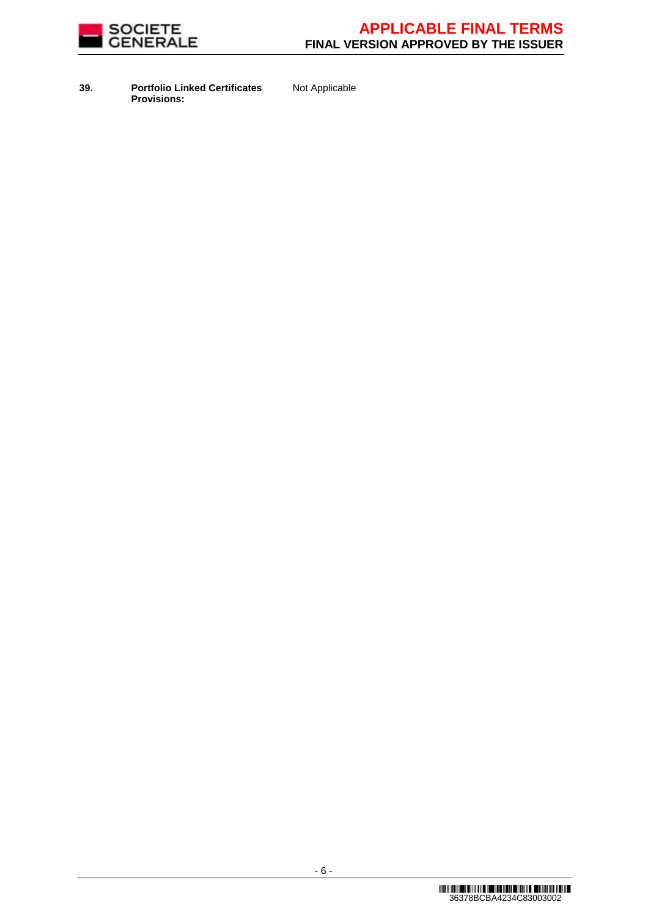| | | |
|---|---|---|
| **39.** | **Portfolio Linked Certificates Provisions:** | Not Applicable |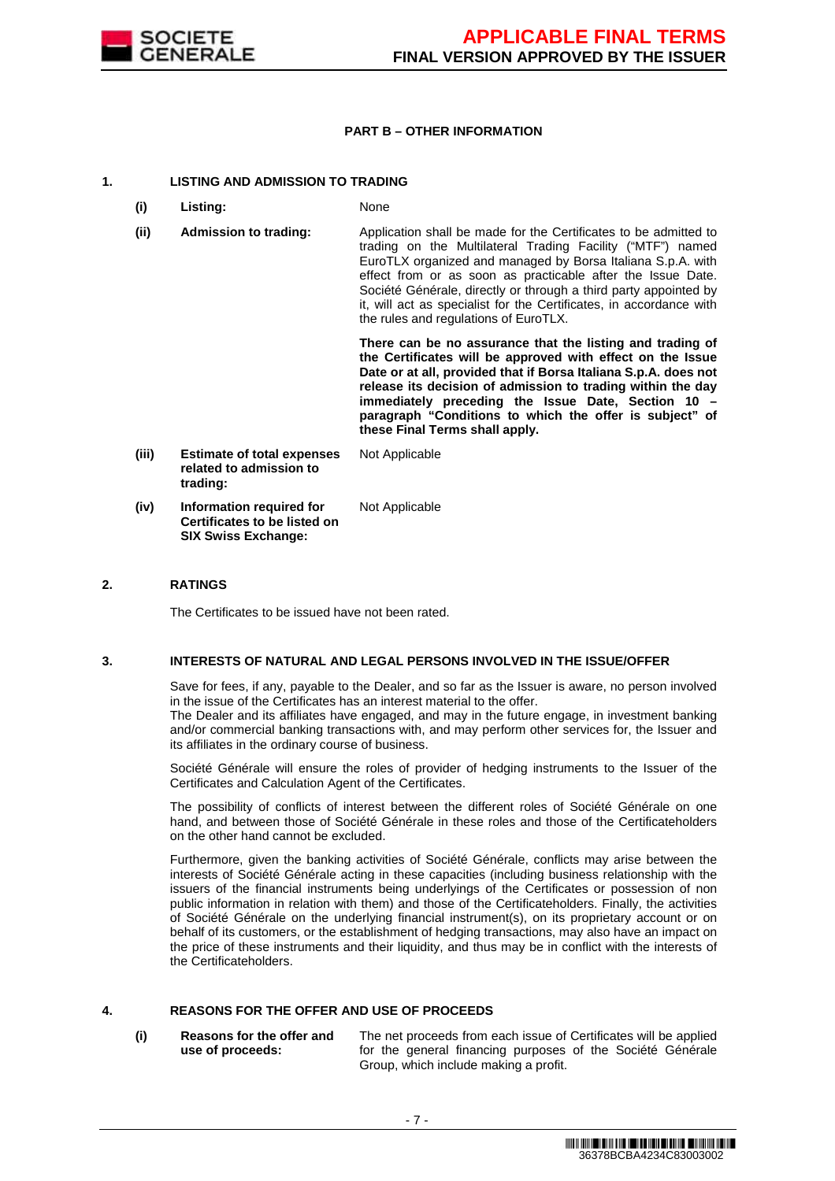**PART B – OTHER INFORMATION**

## 1. LISTING AND ADMISSION TO TRADING

| | | |
|---|---|---|
| **(i)** | **Listing:** | None |
| **(ii)** | **Admission to trading:** | Application shall be made for the Certificates to be admitted to trading on the Multilateral Trading Facility ("MTF") named EuroTLX organized and managed by Borsa Italiana S.p.A. with effect from or as soon as practicable after the Issue Date. Société Générale, directly or through a third party appointed by it, will act as specialist for the Certificates, in accordance with the rules and regulations of EuroTLX.<br><br>**There can be no assurance that the listing and trading of the Certificates will be approved with effect on the Issue Date or at all, provided that if Borsa Italiana S.p.A. does not release its decision of admission to trading within the day immediately preceding the Issue Date, Section 10 – paragraph "Conditions to which the offer is subject" of these Final Terms shall apply.** |
| **(iii)** | **Estimate of total expenses related to admission to trading:** | Not Applicable |
| **(iv)** | **Information required for Certificates to be listed on SIX Swiss Exchange:** | Not Applicable |

## 2. RATINGS

The Certificates to be issued have not been rated.

## 3. INTERESTS OF NATURAL AND LEGAL PERSONS INVOLVED IN THE ISSUE/OFFER

Save for fees, if any, payable to the Dealer, and so far as the Issuer is aware, no person involved in the issue of the Certificates has an interest material to the offer.
The Dealer and its affiliates have engaged, and may in the future engage, in investment banking and/or commercial banking transactions with, and may perform other services for, the Issuer and its affiliates in the ordinary course of business.

Société Générale will ensure the roles of provider of hedging instruments to the Issuer of the Certificates and Calculation Agent of the Certificates.

The possibility of conflicts of interest between the different roles of Société Générale on one hand, and between those of Société Générale in these roles and those of the Certificateholders on the other hand cannot be excluded.

Furthermore, given the banking activities of Société Générale, conflicts may arise between the interests of Société Générale acting in these capacities (including business relationship with the issuers of the financial instruments being underlyings of the Certificates or possession of non public information in relation with them) and those of the Certificateholders. Finally, the activities of Société Générale on the underlying financial instrument(s), on its proprietary account or on behalf of its customers, or the establishment of hedging transactions, may also have an impact on the price of these instruments and their liquidity, and thus may be in conflict with the interests of the Certificateholders.

## 4. REASONS FOR THE OFFER AND USE OF PROCEEDS

| | | |
|---|---|---|
| **(i)** | **Reasons for the offer and use of proceeds:** | The net proceeds from each issue of Certificates will be applied for the general financing purposes of the Société Générale Group, which include making a profit. |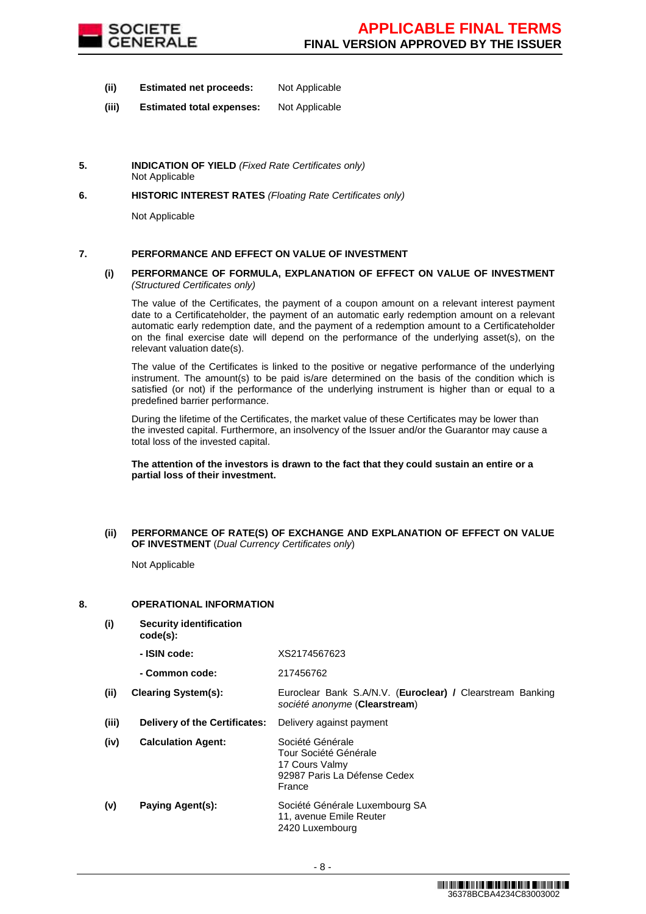**(ii)** **Estimated net proceeds:** Not Applicable

**(iii)** **Estimated total expenses:** Not Applicable

## 5. INDICATION OF YIELD *(Fixed Rate Certificates only)*

Not Applicable

## 6. HISTORIC INTEREST RATES *(Floating Rate Certificates only)*

Not Applicable

## 7. PERFORMANCE AND EFFECT ON VALUE OF INVESTMENT

**(i)** **PERFORMANCE OF FORMULA, EXPLANATION OF EFFECT ON VALUE OF INVESTMENT** *(Structured Certificates only)*

The value of the Certificates, the payment of a coupon amount on a relevant interest payment date to a Certificateholder, the payment of an automatic early redemption amount on a relevant automatic early redemption date, and the payment of a redemption amount to a Certificateholder on the final exercise date will depend on the performance of the underlying asset(s), on the relevant valuation date(s).

The value of the Certificates is linked to the positive or negative performance of the underlying instrument. The amount(s) to be paid is/are determined on the basis of the condition which is satisfied (or not) if the performance of the underlying instrument is higher than or equal to a predefined barrier performance.

During the lifetime of the Certificates, the market value of these Certificates may be lower than the invested capital. Furthermore, an insolvency of the Issuer and/or the Guarantor may cause a total loss of the invested capital.

**The attention of the investors is drawn to the fact that they could sustain an entire or a partial loss of their investment.**

**(ii)** **PERFORMANCE OF RATE(S) OF EXCHANGE AND EXPLANATION OF EFFECT ON VALUE OF INVESTMENT** (*Dual Currency Certificates only*)

Not Applicable

## 8. OPERATIONAL INFORMATION

**(i)** **Security identification code(s):**

- **ISIN code:** XS2174567623
- **Common code:** 217456762

**(ii)** **Clearing System(s):** Euroclear Bank S.A/N.V. (**Euroclear) /** Clearstream Banking *société anonyme* (**Clearstream**)

**(iii)** **Delivery of the Certificates:** Delivery against payment

**(iv)** **Calculation Agent:** Société Générale
Tour Société Générale
17 Cours Valmy
92987 Paris La Défense Cedex
France

**(v)** **Paying Agent(s):** Société Générale Luxembourg SA
11, avenue Emile Reuter
2420 Luxembourg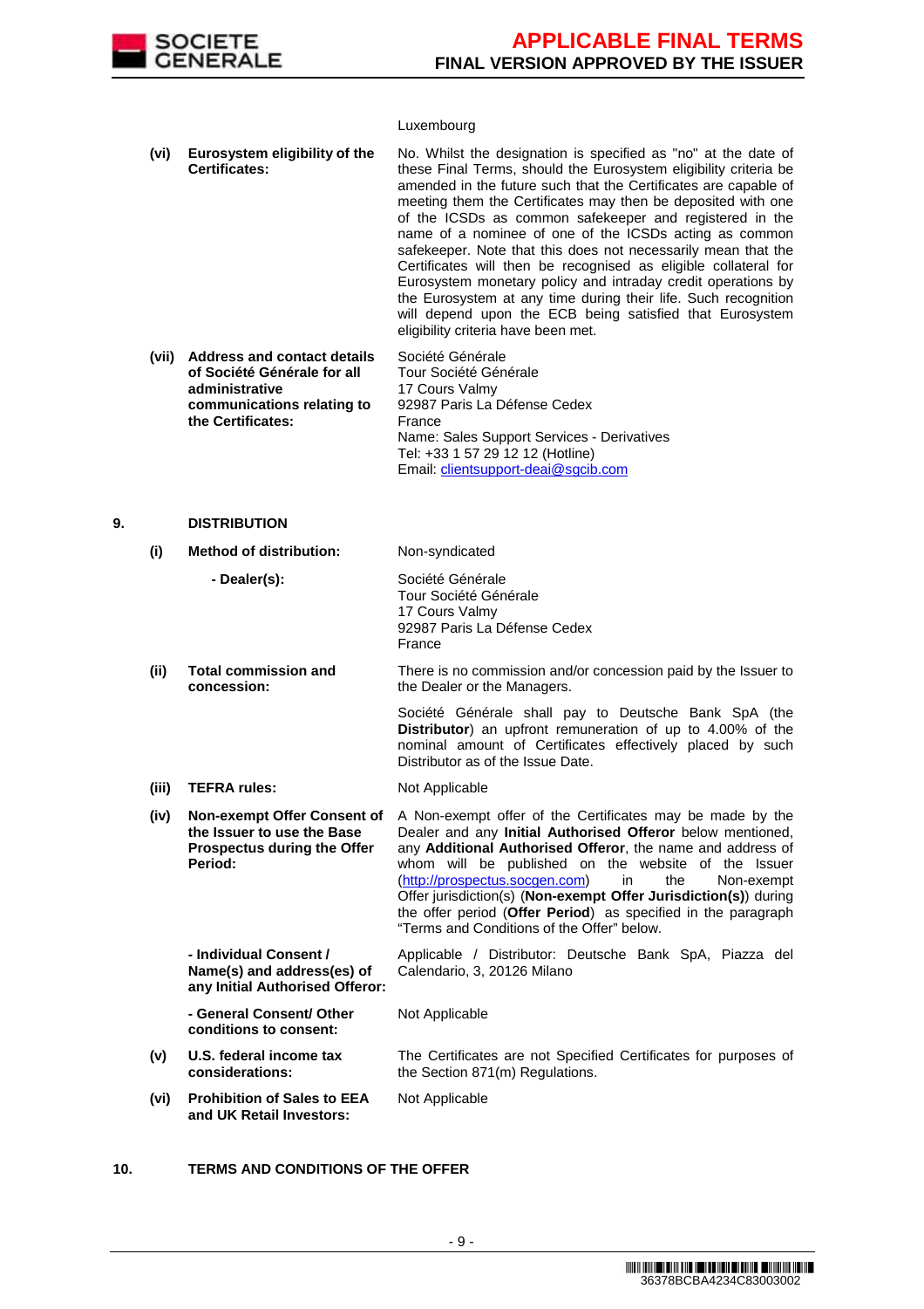| | | |
|---|---|---|
| | | Luxembourg |
| (vi) | **Eurosystem eligibility of the Certificates:** | No. Whilst the designation is specified as "no" at the date of these Final Terms, should the Eurosystem eligibility criteria be amended in the future such that the Certificates are capable of meeting them the Certificates may then be deposited with one of the ICSDs as common safekeeper and registered in the name of a nominee of one of the ICSDs acting as common safekeeper. Note that this does not necessarily mean that the Certificates will then be recognised as eligible collateral for Eurosystem monetary policy and intraday credit operations by the Eurosystem at any time during their life. Such recognition will depend upon the ECB being satisfied that Eurosystem eligibility criteria have been met. |
| (vii) | **Address and contact details of Société Générale for all administrative communications relating to the Certificates:** | Société Générale<br>Tour Société Générale<br>17 Cours Valmy<br>92987 Paris La Défense Cedex<br>France<br>Name: Sales Support Services - Derivatives<br>Tel: +33 1 57 29 12 12 (Hotline)<br>Email: clientsupport-deai@sgcib.com |

## 9. DISTRIBUTION

| | | |
|---|---|---|
| (i) | **Method of distribution:** | Non-syndicated |
| | **- Dealer(s):** | Société Générale<br>Tour Société Générale<br>17 Cours Valmy<br>92987 Paris La Défense Cedex<br>France |
| (ii) | **Total commission and concession:** | There is no commission and/or concession paid by the Issuer to the Dealer or the Managers.<br><br>Société Générale shall pay to Deutsche Bank SpA (the **Distributor**) an upfront remuneration of up to 4.00% of the nominal amount of Certificates effectively placed by such Distributor as of the Issue Date. |
| (iii) | **TEFRA rules:** | Not Applicable |
| (iv) | **Non-exempt Offer Consent of the Issuer to use the Base Prospectus during the Offer Period:** | A Non-exempt offer of the Certificates may be made by the Dealer and any **Initial Authorised Offeror** below mentioned, any **Additional Authorised Offeror**, the name and address of whom will be published on the website of the Issuer (http://prospectus.socgen.com) in the Non-exempt Offer jurisdiction(s) (**Non-exempt Offer Jurisdiction(s)**) during the offer period (**Offer Period**) as specified in the paragraph "Terms and Conditions of the Offer" below. |
| | **- Individual Consent / Name(s) and address(es) of any Initial Authorised Offeror:** | Applicable / Distributor: Deutsche Bank SpA, Piazza del Calendario, 3, 20126 Milano |
| | **- General Consent/ Other conditions to consent:** | Not Applicable |
| (v) | **U.S. federal income tax considerations:** | The Certificates are not Specified Certificates for purposes of the Section 871(m) Regulations. |
| (vi) | **Prohibition of Sales to EEA and UK Retail Investors:** | Not Applicable |

## 10. TERMS AND CONDITIONS OF THE OFFER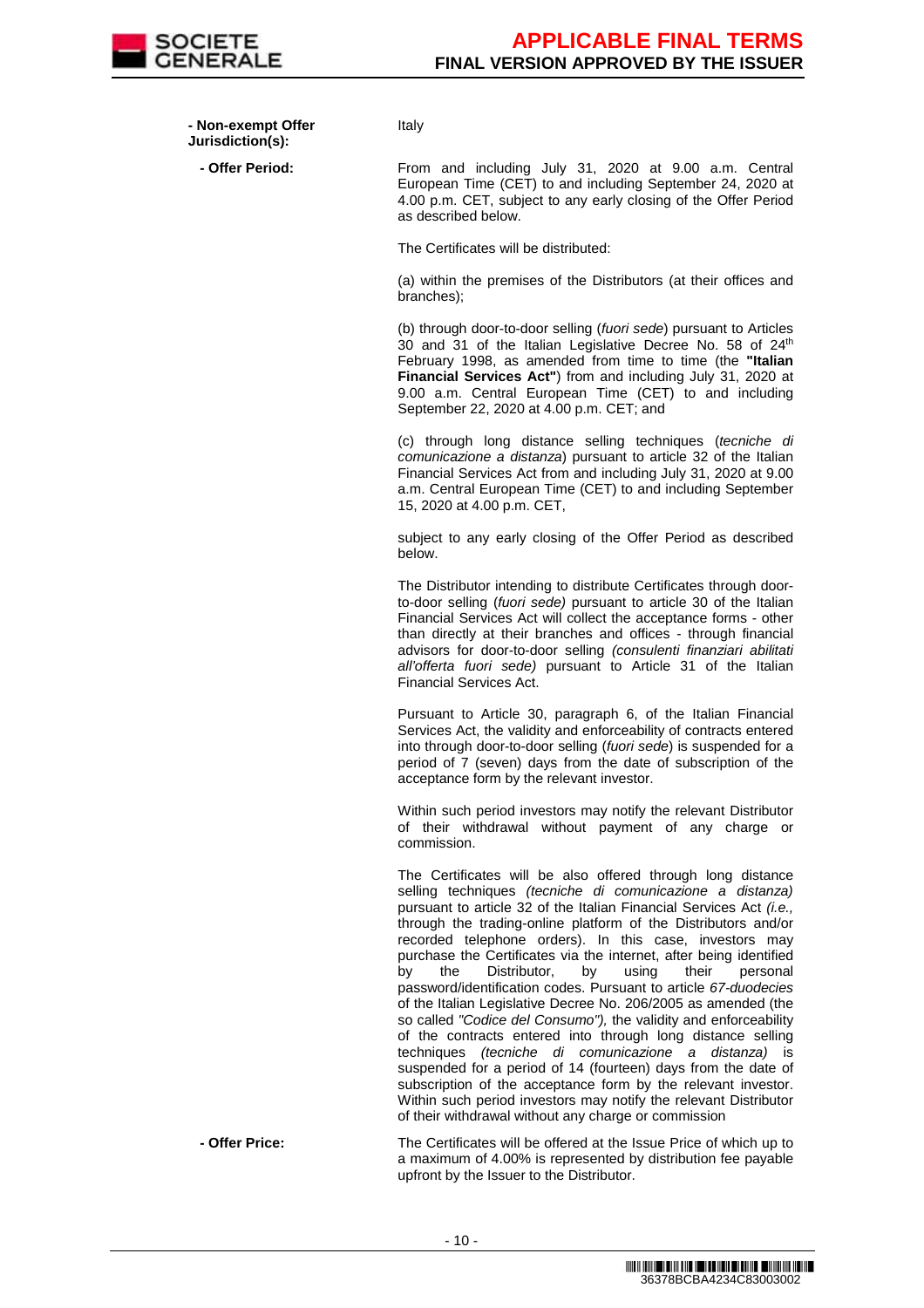| | |
|---|---|
| **- Non-exempt Offer Jurisdiction(s):** | Italy |
| **- Offer Period:** | From and including July 31, 2020 at 9.00 a.m. Central European Time (CET) to and including September 24, 2020 at 4.00 p.m. CET, subject to any early closing of the Offer Period as described below.<br><br>The Certificates will be distributed:<br><br>(a) within the premises of the Distributors (at their offices and branches);<br><br>(b) through door-to-door selling (*fuori sede*) pursuant to Articles 30 and 31 of the Italian Legislative Decree No. 58 of 24th February 1998, as amended from time to time (the **"Italian Financial Services Act"**) from and including July 31, 2020 at 9.00 a.m. Central European Time (CET) to and including September 22, 2020 at 4.00 p.m. CET; and<br><br>(c) through long distance selling techniques (*tecniche di comunicazione a distanza*) pursuant to article 32 of the Italian Financial Services Act from and including July 31, 2020 at 9.00 a.m. Central European Time (CET) to and including September 15, 2020 at 4.00 p.m. CET,<br><br>subject to any early closing of the Offer Period as described below.<br><br>The Distributor intending to distribute Certificates through door-to-door selling (*fuori sede)* pursuant to article 30 of the Italian Financial Services Act will collect the acceptance forms - other than directly at their branches and offices - through financial advisors for door-to-door selling *(consulenti finanziari abilitati all'offerta fuori sede)* pursuant to Article 31 of the Italian Financial Services Act.<br><br>Pursuant to Article 30, paragraph 6, of the Italian Financial Services Act, the validity and enforceability of contracts entered into through door-to-door selling (*fuori sede*) is suspended for a period of 7 (seven) days from the date of subscription of the acceptance form by the relevant investor.<br><br>Within such period investors may notify the relevant Distributor of their withdrawal without payment of any charge or commission.<br><br>The Certificates will be also offered through long distance selling techniques *(tecniche di comunicazione a distanza)* pursuant to article 32 of the Italian Financial Services Act *(i.e.,* through the trading-online platform of the Distributors and/or recorded telephone orders). In this case, investors may purchase the Certificates via the internet, after being identified by the Distributor, by using their personal password/identification codes. Pursuant to article *67-duodecies* of the Italian Legislative Decree No. 206/2005 as amended (the so called *"Codice del Consumo"),* the validity and enforceability of the contracts entered into through long distance selling techniques *(tecniche di comunicazione a distanza)* is suspended for a period of 14 (fourteen) days from the date of subscription of the acceptance form by the relevant investor. Within such period investors may notify the relevant Distributor of their withdrawal without any charge or commission |
| **- Offer Price:** | The Certificates will be offered at the Issue Price of which up to a maximum of 4.00% is represented by distribution fee payable upfront by the Issuer to the Distributor. |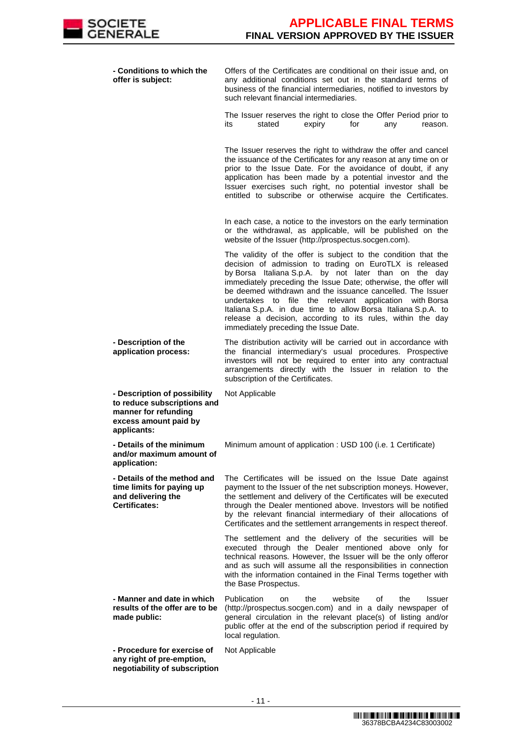| | |
|---|---|
| **- Conditions to which the offer is subject:** | Offers of the Certificates are conditional on their issue and, on any additional conditions set out in the standard terms of business of the financial intermediaries, notified to investors by such relevant financial intermediaries.<br><br>The Issuer reserves the right to close the Offer Period prior to its stated expiry for any reason.<br><br>The Issuer reserves the right to withdraw the offer and cancel the issuance of the Certificates for any reason at any time on or prior to the Issue Date. For the avoidance of doubt, if any application has been made by a potential investor and the Issuer exercises such right, no potential investor shall be entitled to subscribe or otherwise acquire the Certificates.<br><br>In each case, a notice to the investors on the early termination or the withdrawal, as applicable, will be published on the website of the Issuer (http://prospectus.socgen.com).<br><br>The validity of the offer is subject to the condition that the decision of admission to trading on EuroTLX is released by Borsa Italiana S.p.A. by not later than on the day immediately preceding the Issue Date; otherwise, the offer will be deemed withdrawn and the issuance cancelled. The Issuer undertakes to file the relevant application with Borsa Italiana S.p.A. in due time to allow Borsa Italiana S.p.A. to release a decision, according to its rules, within the day immediately preceding the Issue Date. |
| **- Description of the application process:** | The distribution activity will be carried out in accordance with the financial intermediary's usual procedures. Prospective investors will not be required to enter into any contractual arrangements directly with the Issuer in relation to the subscription of the Certificates. |
| **- Description of possibility to reduce subscriptions and manner for refunding excess amount paid by applicants:** | Not Applicable |
| **- Details of the minimum and/or maximum amount of application:** | Minimum amount of application : USD 100 (i.e. 1 Certificate) |
| **- Details of the method and time limits for paying up and delivering the Certificates:** | The Certificates will be issued on the Issue Date against payment to the Issuer of the net subscription moneys. However, the settlement and delivery of the Certificates will be executed through the Dealer mentioned above. Investors will be notified by the relevant financial intermediary of their allocations of Certificates and the settlement arrangements in respect thereof.<br><br>The settlement and the delivery of the securities will be executed through the Dealer mentioned above only for technical reasons. However, the Issuer will be the only offeror and as such will assume all the responsibilities in connection with the information contained in the Final Terms together with the Base Prospectus. |
| **- Manner and date in which results of the offer are to be made public:** | Publication on the website of the Issuer (http://prospectus.socgen.com) and in a daily newspaper of general circulation in the relevant place(s) of listing and/or public offer at the end of the subscription period if required by local regulation. |
| **- Procedure for exercise of any right of pre-emption, negotiability of subscription** | Not Applicable |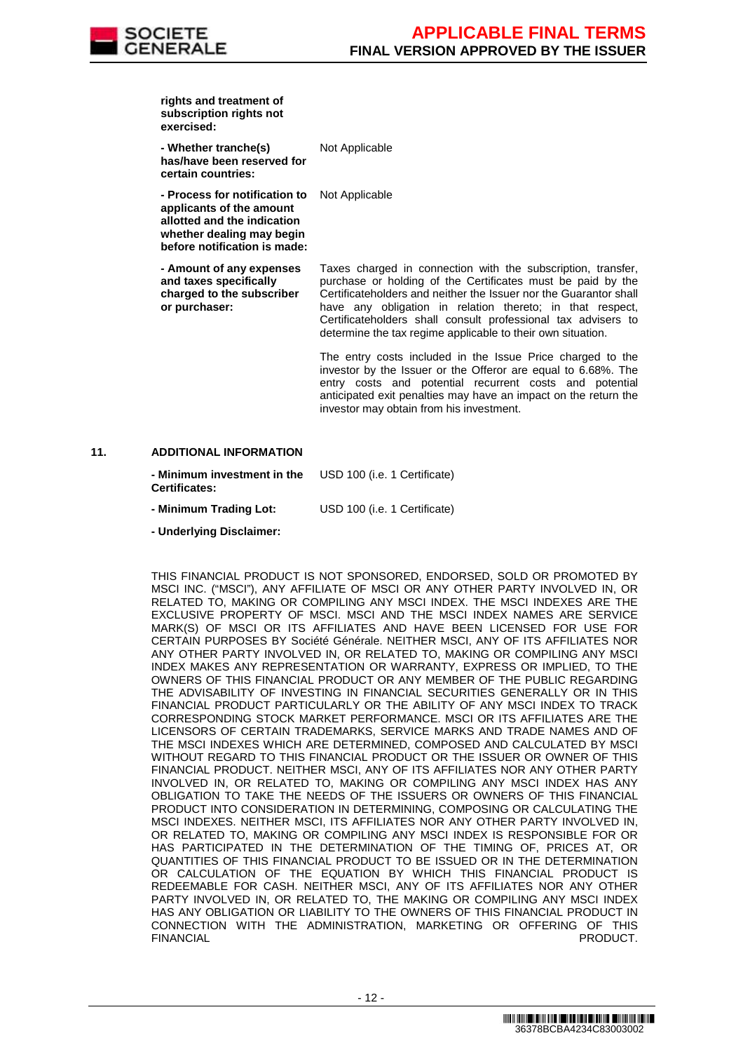| | |
|---|---|
| **rights and treatment of subscription rights not exercised:** | |
| **- Whether tranche(s) has/have been reserved for certain countries:** | Not Applicable |
| **- Process for notification to applicants of the amount allotted and the indication whether dealing may begin before notification is made:** | Not Applicable |
| **- Amount of any expenses and taxes specifically charged to the subscriber or purchaser:** | Taxes charged in connection with the subscription, transfer, purchase or holding of the Certificates must be paid by the Certificateholders and neither the Issuer nor the Guarantor shall have any obligation in relation thereto; in that respect, Certificateholders shall consult professional tax advisers to determine the tax regime applicable to their own situation.<br><br>The entry costs included in the Issue Price charged to the investor by the Issuer or the Offeror are equal to 6.68%. The entry costs and potential recurrent costs and potential anticipated exit penalties may have an impact on the return the investor may obtain from his investment. |

## 11. ADDITIONAL INFORMATION

| | |
|---|---|
| **- Minimum investment in the Certificates:** | USD 100 (i.e. 1 Certificate) |
| **- Minimum Trading Lot:** | USD 100 (i.e. 1 Certificate) |

**- Underlying Disclaimer:**

THIS FINANCIAL PRODUCT IS NOT SPONSORED, ENDORSED, SOLD OR PROMOTED BY MSCI INC. ("MSCI"), ANY AFFILIATE OF MSCI OR ANY OTHER PARTY INVOLVED IN, OR RELATED TO, MAKING OR COMPILING ANY MSCI INDEX. THE MSCI INDEXES ARE THE EXCLUSIVE PROPERTY OF MSCI. MSCI AND THE MSCI INDEX NAMES ARE SERVICE MARK(S) OF MSCI OR ITS AFFILIATES AND HAVE BEEN LICENSED FOR USE FOR CERTAIN PURPOSES BY Société Générale. NEITHER MSCI, ANY OF ITS AFFILIATES NOR ANY OTHER PARTY INVOLVED IN, OR RELATED TO, MAKING OR COMPILING ANY MSCI INDEX MAKES ANY REPRESENTATION OR WARRANTY, EXPRESS OR IMPLIED, TO THE OWNERS OF THIS FINANCIAL PRODUCT OR ANY MEMBER OF THE PUBLIC REGARDING THE ADVISABILITY OF INVESTING IN FINANCIAL SECURITIES GENERALLY OR IN THIS FINANCIAL PRODUCT PARTICULARLY OR THE ABILITY OF ANY MSCI INDEX TO TRACK CORRESPONDING STOCK MARKET PERFORMANCE. MSCI OR ITS AFFILIATES ARE THE LICENSORS OF CERTAIN TRADEMARKS, SERVICE MARKS AND TRADE NAMES AND OF THE MSCI INDEXES WHICH ARE DETERMINED, COMPOSED AND CALCULATED BY MSCI WITHOUT REGARD TO THIS FINANCIAL PRODUCT OR THE ISSUER OR OWNER OF THIS FINANCIAL PRODUCT. NEITHER MSCI, ANY OF ITS AFFILIATES NOR ANY OTHER PARTY INVOLVED IN, OR RELATED TO, MAKING OR COMPILING ANY MSCI INDEX HAS ANY OBLIGATION TO TAKE THE NEEDS OF THE ISSUERS OR OWNERS OF THIS FINANCIAL PRODUCT INTO CONSIDERATION IN DETERMINING, COMPOSING OR CALCULATING THE MSCI INDEXES. NEITHER MSCI, ITS AFFILIATES NOR ANY OTHER PARTY INVOLVED IN, OR RELATED TO, MAKING OR COMPILING ANY MSCI INDEX IS RESPONSIBLE FOR OR HAS PARTICIPATED IN THE DETERMINATION OF THE TIMING OF, PRICES AT, OR QUANTITIES OF THIS FINANCIAL PRODUCT TO BE ISSUED OR IN THE DETERMINATION OR CALCULATION OF THE EQUATION BY WHICH THIS FINANCIAL PRODUCT IS REDEEMABLE FOR CASH. NEITHER MSCI, ANY OF ITS AFFILIATES NOR ANY OTHER PARTY INVOLVED IN, OR RELATED TO, THE MAKING OR COMPILING ANY MSCI INDEX HAS ANY OBLIGATION OR LIABILITY TO THE OWNERS OF THIS FINANCIAL PRODUCT IN CONNECTION WITH THE ADMINISTRATION, MARKETING OR OFFERING OF THIS FINANCIAL PRODUCT.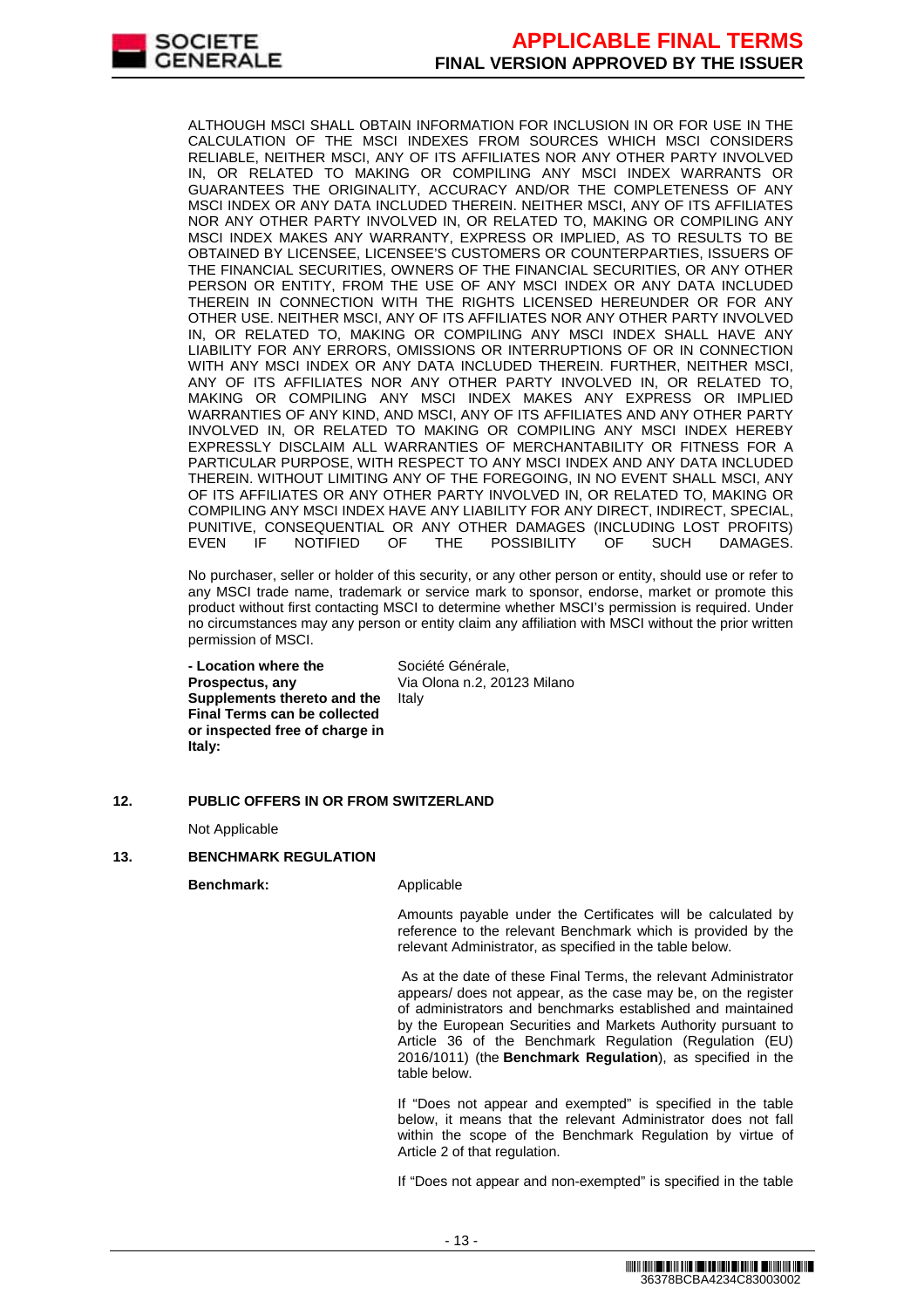ALTHOUGH MSCI SHALL OBTAIN INFORMATION FOR INCLUSION IN OR FOR USE IN THE CALCULATION OF THE MSCI INDEXES FROM SOURCES WHICH MSCI CONSIDERS RELIABLE, NEITHER MSCI, ANY OF ITS AFFILIATES NOR ANY OTHER PARTY INVOLVED IN, OR RELATED TO MAKING OR COMPILING ANY MSCI INDEX WARRANTS OR GUARANTEES THE ORIGINALITY, ACCURACY AND/OR THE COMPLETENESS OF ANY MSCI INDEX OR ANY DATA INCLUDED THEREIN. NEITHER MSCI, ANY OF ITS AFFILIATES NOR ANY OTHER PARTY INVOLVED IN, OR RELATED TO, MAKING OR COMPILING ANY MSCI INDEX MAKES ANY WARRANTY, EXPRESS OR IMPLIED, AS TO RESULTS TO BE OBTAINED BY LICENSEE, LICENSEE'S CUSTOMERS OR COUNTERPARTIES, ISSUERS OF THE FINANCIAL SECURITIES, OWNERS OF THE FINANCIAL SECURITIES, OR ANY OTHER PERSON OR ENTITY, FROM THE USE OF ANY MSCI INDEX OR ANY DATA INCLUDED THEREIN IN CONNECTION WITH THE RIGHTS LICENSED HEREUNDER OR FOR ANY OTHER USE. NEITHER MSCI, ANY OF ITS AFFILIATES NOR ANY OTHER PARTY INVOLVED IN, OR RELATED TO, MAKING OR COMPILING ANY MSCI INDEX SHALL HAVE ANY LIABILITY FOR ANY ERRORS, OMISSIONS OR INTERRUPTIONS OF OR IN CONNECTION WITH ANY MSCI INDEX OR ANY DATA INCLUDED THEREIN. FURTHER, NEITHER MSCI, ANY OF ITS AFFILIATES NOR ANY OTHER PARTY INVOLVED IN, OR RELATED TO, MAKING OR COMPILING ANY MSCI INDEX MAKES ANY EXPRESS OR IMPLIED WARRANTIES OF ANY KIND, AND MSCI, ANY OF ITS AFFILIATES AND ANY OTHER PARTY INVOLVED IN, OR RELATED TO MAKING OR COMPILING ANY MSCI INDEX HEREBY EXPRESSLY DISCLAIM ALL WARRANTIES OF MERCHANTABILITY OR FITNESS FOR A PARTICULAR PURPOSE, WITH RESPECT TO ANY MSCI INDEX AND ANY DATA INCLUDED THEREIN. WITHOUT LIMITING ANY OF THE FOREGOING, IN NO EVENT SHALL MSCI, ANY OF ITS AFFILIATES OR ANY OTHER PARTY INVOLVED IN, OR RELATED TO, MAKING OR COMPILING ANY MSCI INDEX HAVE ANY LIABILITY FOR ANY DIRECT, INDIRECT, SPECIAL, PUNITIVE, CONSEQUENTIAL OR ANY OTHER DAMAGES (INCLUDING LOST PROFITS) EVEN IF NOTIFIED OF THE POSSIBILITY OF SUCH DAMAGES.

No purchaser, seller or holder of this security, or any other person or entity, should use or refer to any MSCI trade name, trademark or service mark to sponsor, endorse, market or promote this product without first contacting MSCI to determine whether MSCI's permission is required. Under no circumstances may any person or entity claim any affiliation with MSCI without the prior written permission of MSCI.

**- Location where the Prospectus, any Supplements thereto and the Final Terms can be collected or inspected free of charge in Italy:** Société Générale, Via Olona n.2, 20123 Milano Italy

**12. PUBLIC OFFERS IN OR FROM SWITZERLAND**

Not Applicable

**13. BENCHMARK REGULATION**

**Benchmark:** Applicable

Amounts payable under the Certificates will be calculated by reference to the relevant Benchmark which is provided by the relevant Administrator, as specified in the table below.

As at the date of these Final Terms, the relevant Administrator appears/ does not appear, as the case may be, on the register of administrators and benchmarks established and maintained by the European Securities and Markets Authority pursuant to Article 36 of the Benchmark Regulation (Regulation (EU) 2016/1011) (the **Benchmark Regulation**), as specified in the table below.

If "Does not appear and exempted" is specified in the table below, it means that the relevant Administrator does not fall within the scope of the Benchmark Regulation by virtue of Article 2 of that regulation.

If "Does not appear and non-exempted" is specified in the table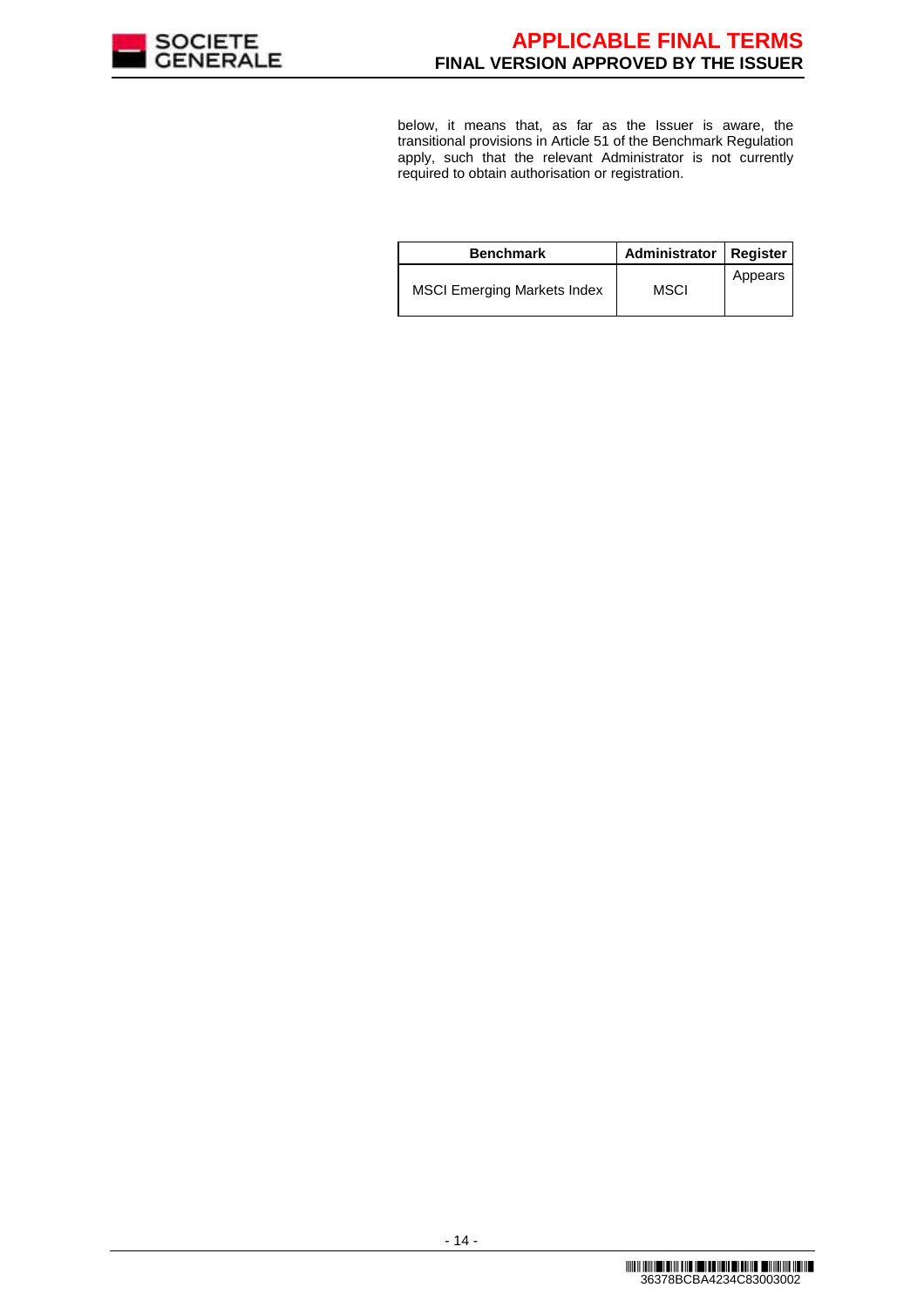below, it means that, as far as the Issuer is aware, the transitional provisions in Article 51 of the Benchmark Regulation apply, such that the relevant Administrator is not currently required to obtain authorisation or registration.

| Benchmark | Administrator | Register |
|---|---|---|
| MSCI Emerging Markets Index | MSCI | Appears |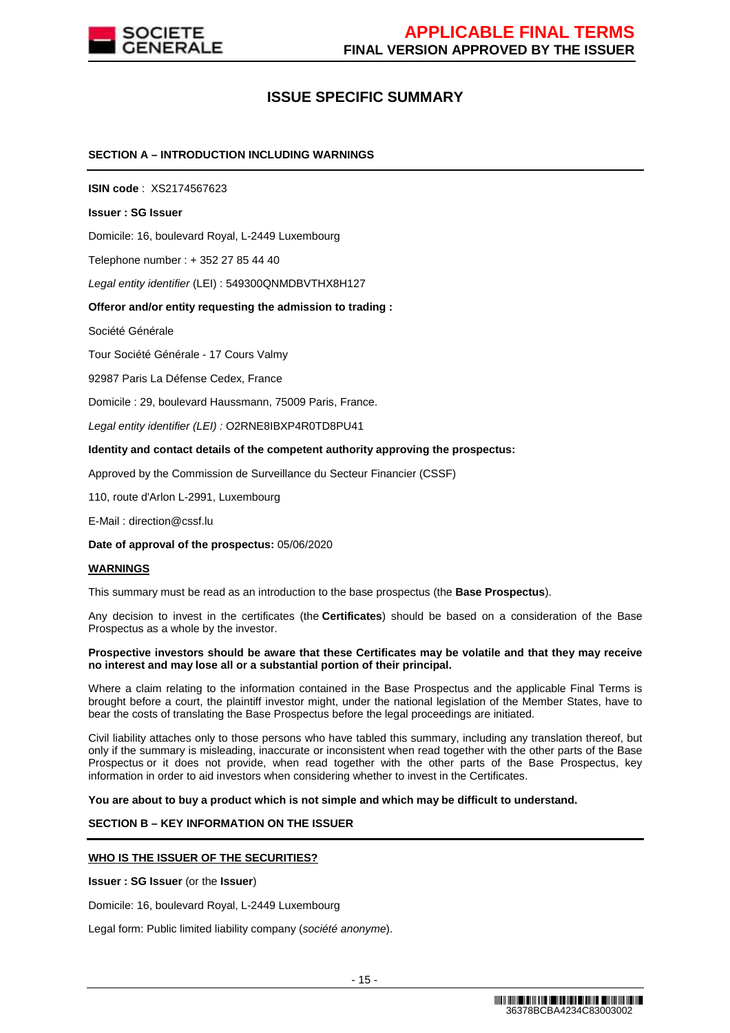# ISSUE SPECIFIC SUMMARY

## SECTION A – INTRODUCTION INCLUDING WARNINGS

**ISIN code** : XS2174567623

**Issuer : SG Issuer**

Domicile: 16, boulevard Royal, L-2449 Luxembourg

Telephone number : + 352 27 85 44 40

*Legal entity identifier* (LEI) : 549300QNMDBVTHX8H127

**Offeror and/or entity requesting the admission to trading :**

Société Générale

Tour Société Générale - 17 Cours Valmy

92987 Paris La Défense Cedex, France

Domicile : 29, boulevard Haussmann, 75009 Paris, France.

*Legal entity identifier (LEI) :* O2RNE8IBXP4R0TD8PU41

**Identity and contact details of the competent authority approving the prospectus:**

Approved by the Commission de Surveillance du Secteur Financier (CSSF)

110, route d'Arlon L-2991, Luxembourg

E-Mail : direction@cssf.lu

**Date of approval of the prospectus:** 05/06/2020

**WARNINGS**

This summary must be read as an introduction to the base prospectus (the **Base Prospectus**).

Any decision to invest in the certificates (the **Certificates**) should be based on a consideration of the Base Prospectus as a whole by the investor.

**Prospective investors should be aware that these Certificates may be volatile and that they may receive no interest and may lose all or a substantial portion of their principal.**

Where a claim relating to the information contained in the Base Prospectus and the applicable Final Terms is brought before a court, the plaintiff investor might, under the national legislation of the Member States, have to bear the costs of translating the Base Prospectus before the legal proceedings are initiated.

Civil liability attaches only to those persons who have tabled this summary, including any translation thereof, but only if the summary is misleading, inaccurate or inconsistent when read together with the other parts of the Base Prospectus or it does not provide, when read together with the other parts of the Base Prospectus, key information in order to aid investors when considering whether to invest in the Certificates.

**You are about to buy a product which is not simple and which may be difficult to understand.**

## SECTION B – KEY INFORMATION ON THE ISSUER

**WHO IS THE ISSUER OF THE SECURITIES?**

**Issuer : SG Issuer** (or the **Issuer**)

Domicile: 16, boulevard Royal, L-2449 Luxembourg

Legal form: Public limited liability company (*société anonyme*).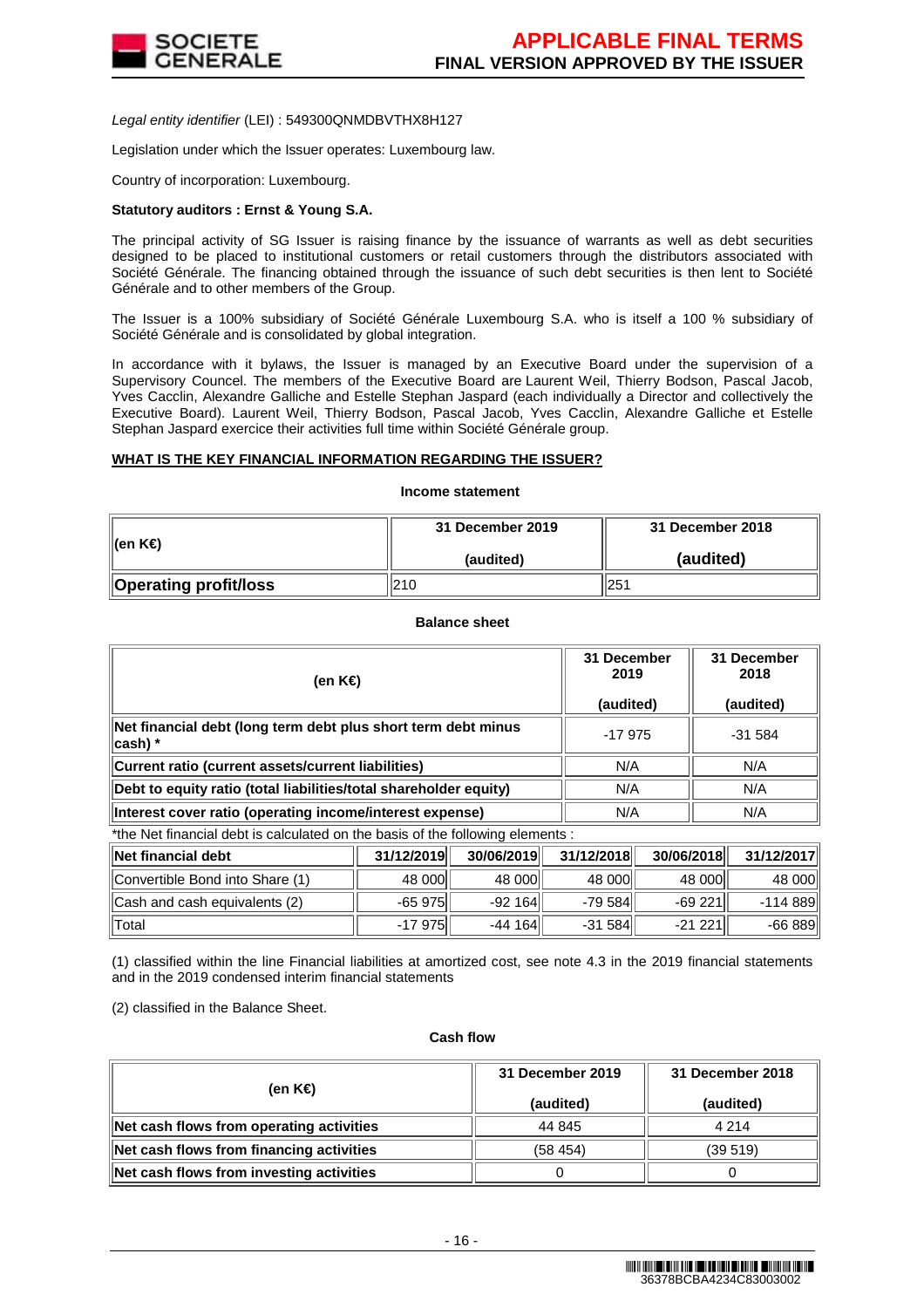*Legal entity identifier* (LEI) : 549300QNMDBVTHX8H127

Legislation under which the Issuer operates: Luxembourg law.

Country of incorporation: Luxembourg.

**Statutory auditors : Ernst & Young S.A.**

The principal activity of SG Issuer is raising finance by the issuance of warrants as well as debt securities designed to be placed to institutional customers or retail customers through the distributors associated with Société Générale. The financing obtained through the issuance of such debt securities is then lent to Société Générale and to other members of the Group.

The Issuer is a 100% subsidiary of Société Générale Luxembourg S.A. who is itself a 100 % subsidiary of Société Générale and is consolidated by global integration.

In accordance with it bylaws, the Issuer is managed by an Executive Board under the supervision of a Supervisory Councel. The members of the Executive Board are Laurent Weil, Thierry Bodson, Pascal Jacob, Yves Cacclin, Alexandre Galliche and Estelle Stephan Jaspard (each individually a Director and collectively the Executive Board). Laurent Weil, Thierry Bodson, Pascal Jacob, Yves Cacclin, Alexandre Galliche et Estelle Stephan Jaspard exercice their activities full time within Société Générale group.

**WHAT IS THE KEY FINANCIAL INFORMATION REGARDING THE ISSUER?**

**Income statement**

| (en K€) | 31 December 2019 (audited) | 31 December 2018 (audited) |
|---|---|---|
| **Operating profit/loss** | 210 | 251 |

**Balance sheet**

| (en K€) | 31 December 2019 (audited) | 31 December 2018 (audited) |
|---|---|---|
| **Net financial debt (long term debt plus short term debt minus cash) \*** | -17 975 | -31 584 |
| **Current ratio (current assets/current liabilities)** | N/A | N/A |
| **Debt to equity ratio (total liabilities/total shareholder equity)** | N/A | N/A |
| **Interest cover ratio (operating income/interest expense)** | N/A | N/A |

\*the Net financial debt is calculated on the basis of the following elements :

| Net financial debt | 31/12/2019 | 30/06/2019 | 31/12/2018 | 30/06/2018 | 31/12/2017 |
|---|---|---|---|---|---|
| Convertible Bond into Share (1) | 48 000 | 48 000 | 48 000 | 48 000 | 48 000 |
| Cash and cash equivalents (2) | -65 975 | -92 164 | -79 584 | -69 221 | -114 889 |
| Total | -17 975 | -44 164 | -31 584 | -21 221 | -66 889 |

(1) classified within the line Financial liabilities at amortized cost, see note 4.3 in the 2019 financial statements and in the 2019 condensed interim financial statements

(2) classified in the Balance Sheet.

**Cash flow**

| (en K€) | 31 December 2019 (audited) | 31 December 2018 (audited) |
|---|---|---|
| **Net cash flows from operating activities** | 44 845 | 4 214 |
| **Net cash flows from financing activities** | (58 454) | (39 519) |
| **Net cash flows from investing activities** | 0 | 0 |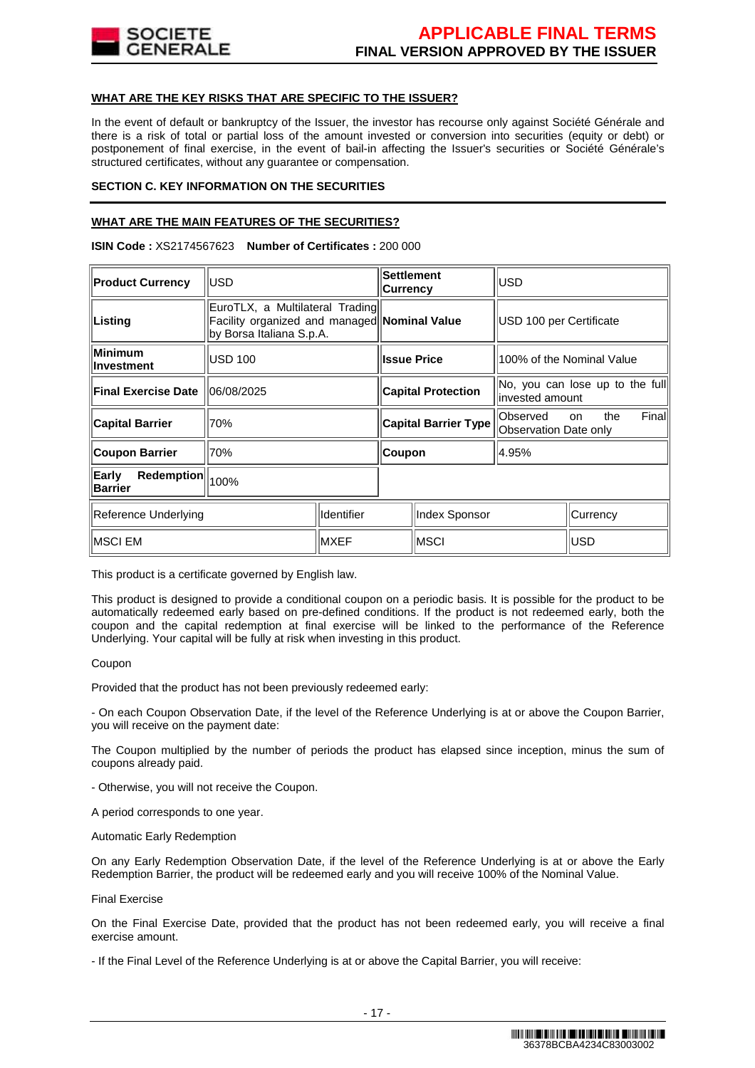**WHAT ARE THE KEY RISKS THAT ARE SPECIFIC TO THE ISSUER?**

In the event of default or bankruptcy of the Issuer, the investor has recourse only against Société Générale and there is a risk of total or partial loss of the amount invested or conversion into securities (equity or debt) or postponement of final exercise, in the event of bail-in affecting the Issuer's securities or Société Générale's structured certificates, without any guarantee or compensation.

**SECTION C. KEY INFORMATION ON THE SECURITIES**

**WHAT ARE THE MAIN FEATURES OF THE SECURITIES?**

**ISIN Code :** XS2174567623 **Number of Certificates :** 200 000

| | | | |
|---|---|---|---|
| **Product Currency** | USD | **Settlement Currency** | USD |
| **Listing** | EuroTLX, a Multilateral Trading Facility organized and managed by Borsa Italiana S.p.A. | **Nominal Value** | USD 100 per Certificate |
| **Minimum Investment** | USD 100 | **Issue Price** | 100% of the Nominal Value |
| **Final Exercise Date** | 06/08/2025 | **Capital Protection** | No, you can lose up to the full invested amount |
| **Capital Barrier** | 70% | **Capital Barrier Type** | Observed on the Final Observation Date only |
| **Coupon Barrier** | 70% | **Coupon** | 4.95% |
| **Early Redemption Barrier** | 100% | | |

| Reference Underlying | Identifier | Index Sponsor | Currency |
|---|---|---|---|
| MSCI EM | MXEF | MSCI | USD |

This product is a certificate governed by English law.

This product is designed to provide a conditional coupon on a periodic basis. It is possible for the product to be automatically redeemed early based on pre-defined conditions. If the product is not redeemed early, both the coupon and the capital redemption at final exercise will be linked to the performance of the Reference Underlying. Your capital will be fully at risk when investing in this product.

Coupon

Provided that the product has not been previously redeemed early:

- On each Coupon Observation Date, if the level of the Reference Underlying is at or above the Coupon Barrier, you will receive on the payment date:

The Coupon multiplied by the number of periods the product has elapsed since inception, minus the sum of coupons already paid.

- Otherwise, you will not receive the Coupon.

A period corresponds to one year.

Automatic Early Redemption

On any Early Redemption Observation Date, if the level of the Reference Underlying is at or above the Early Redemption Barrier, the product will be redeemed early and you will receive 100% of the Nominal Value.

Final Exercise

On the Final Exercise Date, provided that the product has not been redeemed early, you will receive a final exercise amount.

- If the Final Level of the Reference Underlying is at or above the Capital Barrier, you will receive: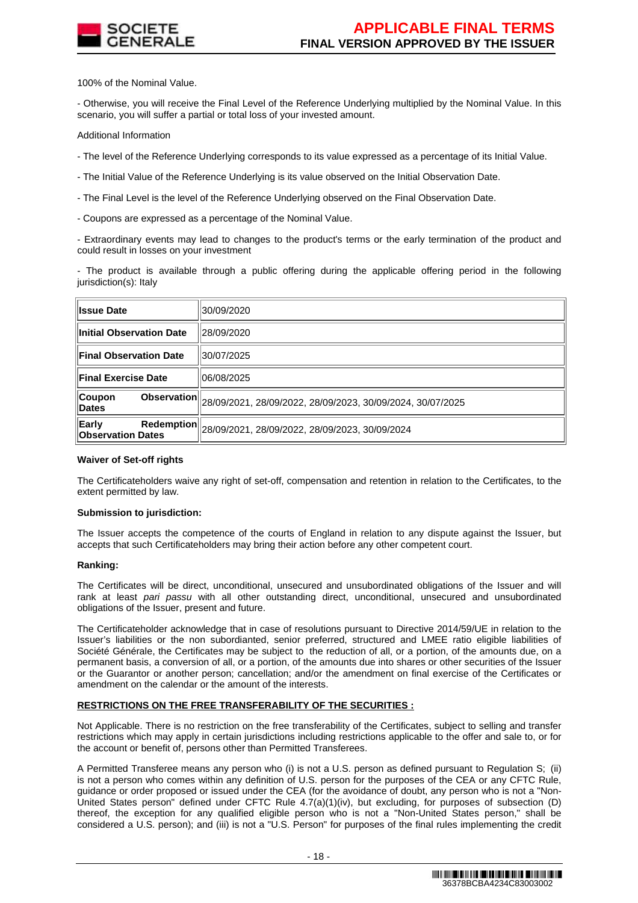100% of the Nominal Value.

- Otherwise, you will receive the Final Level of the Reference Underlying multiplied by the Nominal Value. In this scenario, you will suffer a partial or total loss of your invested amount.

Additional Information

- The level of the Reference Underlying corresponds to its value expressed as a percentage of its Initial Value.

- The Initial Value of the Reference Underlying is its value observed on the Initial Observation Date.

- The Final Level is the level of the Reference Underlying observed on the Final Observation Date.

- Coupons are expressed as a percentage of the Nominal Value.

- Extraordinary events may lead to changes to the product's terms or the early termination of the product and could result in losses on your investment

- The product is available through a public offering during the applicable offering period in the following jurisdiction(s): Italy

| | |
|---|---|
| **Issue Date** | 30/09/2020 |
| **Initial Observation Date** | 28/09/2020 |
| **Final Observation Date** | 30/07/2025 |
| **Final Exercise Date** | 06/08/2025 |
| **Coupon Observation Dates** | 28/09/2021, 28/09/2022, 28/09/2023, 30/09/2024, 30/07/2025 |
| **Early Redemption Observation Dates** | 28/09/2021, 28/09/2022, 28/09/2023, 30/09/2024 |

**Waiver of Set-off rights**

The Certificateholders waive any right of set-off, compensation and retention in relation to the Certificates, to the extent permitted by law.

**Submission to jurisdiction:**

The Issuer accepts the competence of the courts of England in relation to any dispute against the Issuer, but accepts that such Certificateholders may bring their action before any other competent court.

**Ranking:**

The Certificates will be direct, unconditional, unsecured and unsubordinated obligations of the Issuer and will rank at least *pari passu* with all other outstanding direct, unconditional, unsecured and unsubordinated obligations of the Issuer, present and future.

The Certificateholder acknowledge that in case of resolutions pursuant to Directive 2014/59/UE in relation to the Issuer's liabilities or the non subordianted, senior preferred, structured and LMEE ratio eligible liabilities of Société Générale, the Certificates may be subject to the reduction of all, or a portion, of the amounts due, on a permanent basis, a conversion of all, or a portion, of the amounts due into shares or other securities of the Issuer or the Guarantor or another person; cancellation; and/or the amendment on final exercise of the Certificates or amendment on the calendar or the amount of the interests.

**RESTRICTIONS ON THE FREE TRANSFERABILITY OF THE SECURITIES :**

Not Applicable. There is no restriction on the free transferability of the Certificates, subject to selling and transfer restrictions which may apply in certain jurisdictions including restrictions applicable to the offer and sale to, or for the account or benefit of, persons other than Permitted Transferees.

A Permitted Transferee means any person who (i) is not a U.S. person as defined pursuant to Regulation S; (ii) is not a person who comes within any definition of U.S. person for the purposes of the CEA or any CFTC Rule, guidance or order proposed or issued under the CEA (for the avoidance of doubt, any person who is not a "Non-United States person" defined under CFTC Rule 4.7(a)(1)(iv), but excluding, for purposes of subsection (D) thereof, the exception for any qualified eligible person who is not a "Non-United States person," shall be considered a U.S. person); and (iii) is not a "U.S. Person" for purposes of the final rules implementing the credit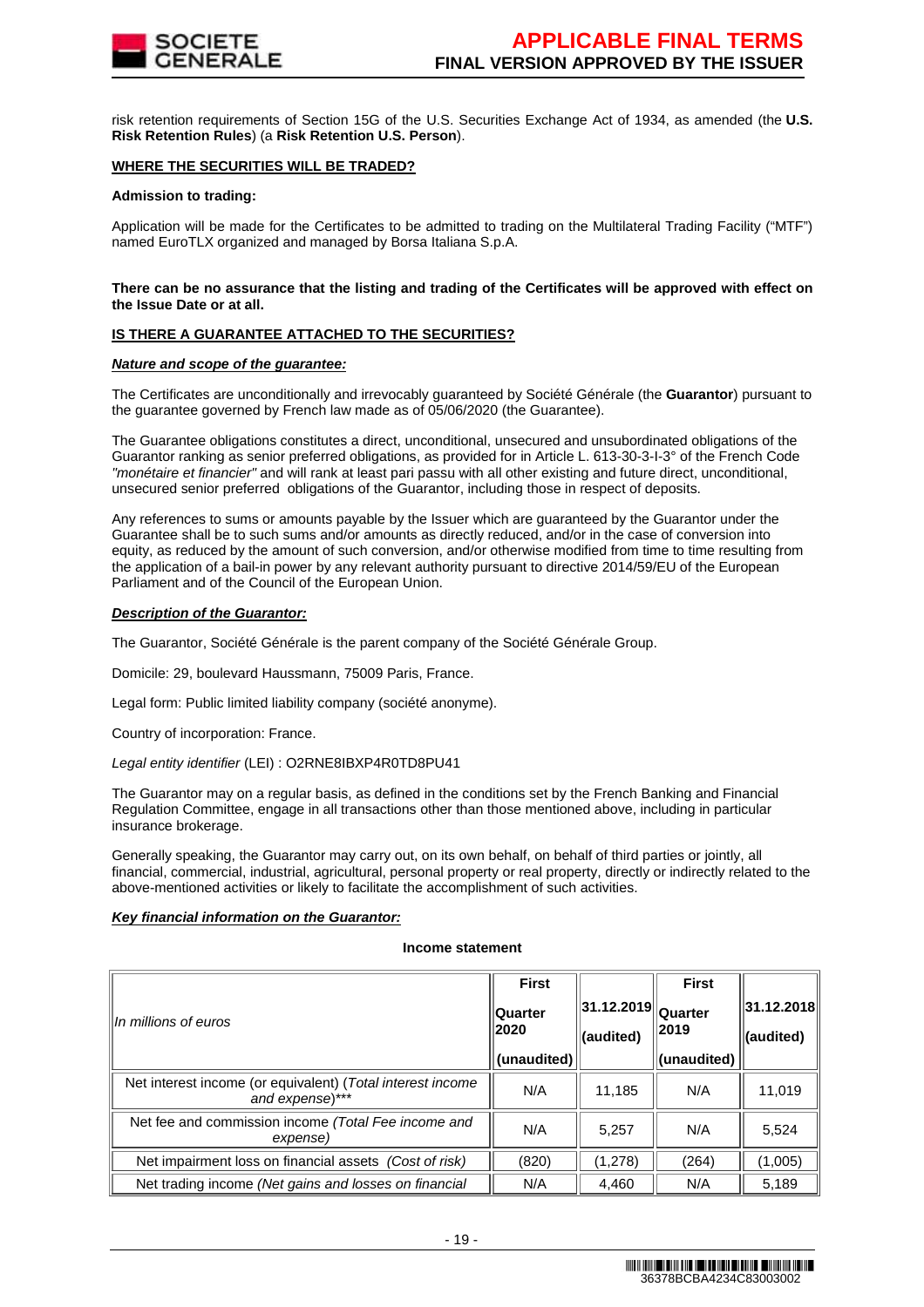risk retention requirements of Section 15G of the U.S. Securities Exchange Act of 1934, as amended (the **U.S. Risk Retention Rules**) (a **Risk Retention U.S. Person**).

**WHERE THE SECURITIES WILL BE TRADED?**

**Admission to trading:**

Application will be made for the Certificates to be admitted to trading on the Multilateral Trading Facility ("MTF") named EuroTLX organized and managed by Borsa Italiana S.p.A.

**There can be no assurance that the listing and trading of the Certificates will be approved with effect on the Issue Date or at all.**

**IS THERE A GUARANTEE ATTACHED TO THE SECURITIES?**

***Nature and scope of the guarantee:***

The Certificates are unconditionally and irrevocably guaranteed by Société Générale (the **Guarantor**) pursuant to the guarantee governed by French law made as of 05/06/2020 (the Guarantee).

The Guarantee obligations constitutes a direct, unconditional, unsecured and unsubordinated obligations of the Guarantor ranking as senior preferred obligations, as provided for in Article L. 613-30-3-I-3° of the French Code *"monétaire et financier"* and will rank at least pari passu with all other existing and future direct, unconditional, unsecured senior preferred obligations of the Guarantor, including those in respect of deposits.

Any references to sums or amounts payable by the Issuer which are guaranteed by the Guarantor under the Guarantee shall be to such sums and/or amounts as directly reduced, and/or in the case of conversion into equity, as reduced by the amount of such conversion, and/or otherwise modified from time to time resulting from the application of a bail-in power by any relevant authority pursuant to directive 2014/59/EU of the European Parliament and of the Council of the European Union.

***Description of the Guarantor:***

The Guarantor, Société Générale is the parent company of the Société Générale Group.

Domicile: 29, boulevard Haussmann, 75009 Paris, France.

Legal form: Public limited liability company (société anonyme).

Country of incorporation: France.

*Legal entity identifier* (LEI) : O2RNE8IBXP4R0TD8PU41

The Guarantor may on a regular basis, as defined in the conditions set by the French Banking and Financial Regulation Committee, engage in all transactions other than those mentioned above, including in particular insurance brokerage.

Generally speaking, the Guarantor may carry out, on its own behalf, on behalf of third parties or jointly, all financial, commercial, industrial, agricultural, personal property or real property, directly or indirectly related to the above-mentioned activities or likely to facilitate the accomplishment of such activities.

***Key financial information on the Guarantor:***

**Income statement**

| *In millions of euros* | **First Quarter 2020 (unaudited)** | **31.12.2019 (audited)** | **First Quarter 2019 (unaudited)** | **31.12.2018 (audited)** |
|---|---|---|---|---|
| Net interest income (or equivalent) (*Total interest income and expense*)*** | N/A | 11,185 | N/A | 11,019 |
| Net fee and commission income (*Total Fee income and expense*) | N/A | 5,257 | N/A | 5,524 |
| Net impairment loss on financial assets (*Cost of risk*) | (820) | (1,278) | (264) | (1,005) |
| Net trading income (*Net gains and losses on financial* | N/A | 4,460 | N/A | 5,189 |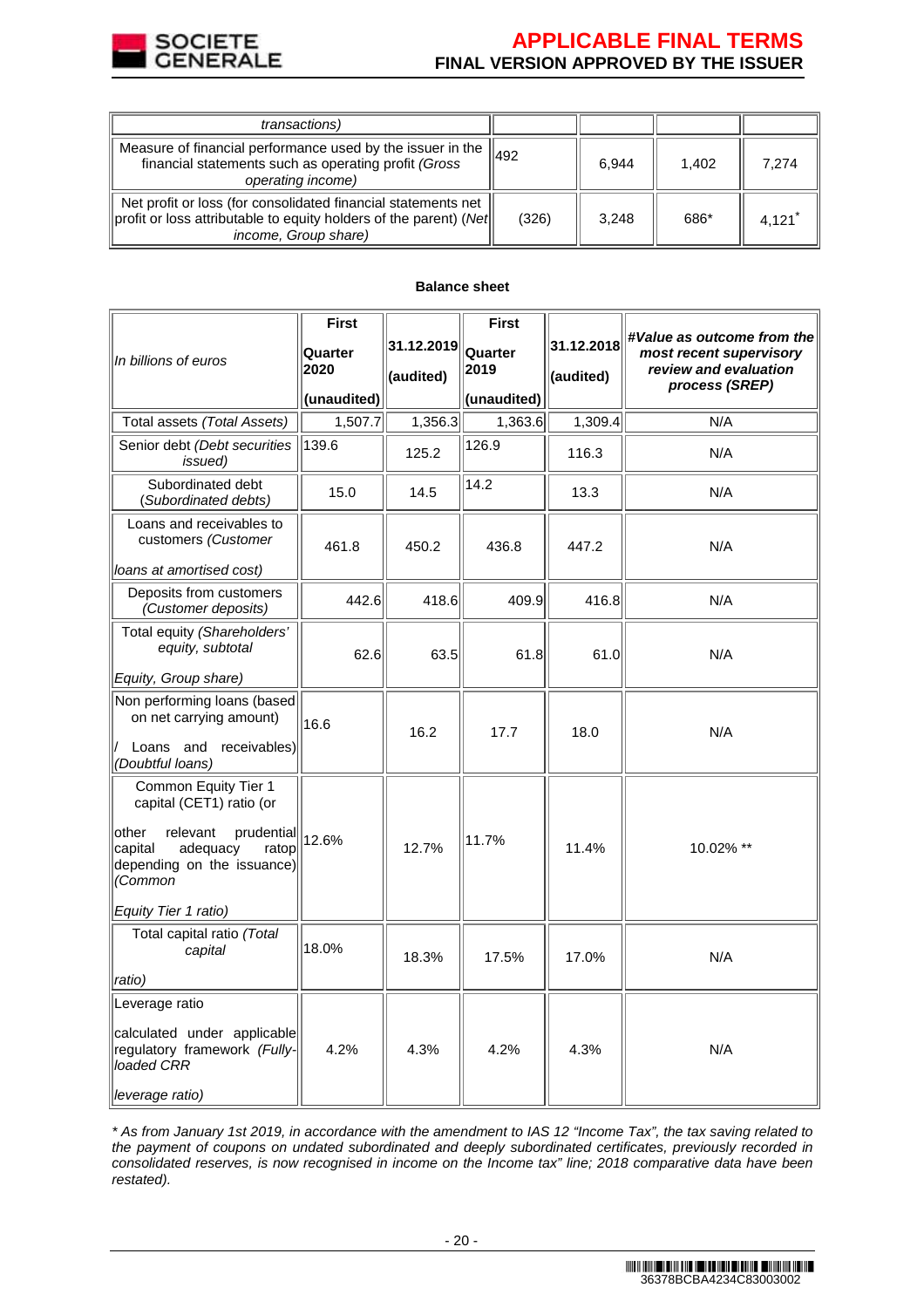| *transactions)* | | | | |
|---|---|---|---|---|
| Measure of financial performance used by the issuer in the financial statements such as operating profit *(Gross operating income)* | 492 | 6,944 | 1,402 | 7,274 |
| Net profit or loss (for consolidated financial statements net profit or loss attributable to equity holders of the parent) *(Net income, Group share)* | (326) | 3,248 | 686* | 4,121* |

**Balance sheet**

| *In billions of euros* | **First Quarter 2020 (unaudited)** | **31.12.2019 (audited)** | **First Quarter 2019 (unaudited)** | **31.12.2018 (audited)** | ***#Value as outcome from the most recent supervisory review and evaluation process (SREP)*** |
|---|---|---|---|---|---|
| Total assets *(Total Assets)* | 1,507.7 | 1,356.3 | 1,363.6 | 1,309.4 | N/A |
| Senior debt *(Debt securities issued)* | 139.6 | 125.2 | 126.9 | 116.3 | N/A |
| Subordinated debt *(Subordinated debts)* | 15.0 | 14.5 | 14.2 | 13.3 | N/A |
| Loans and receivables to customers *(Customer loans at amortised cost)* | 461.8 | 450.2 | 436.8 | 447.2 | N/A |
| Deposits from customers *(Customer deposits)* | 442.6 | 418.6 | 409.9 | 416.8 | N/A |
| Total equity *(Shareholders' equity, subtotal Equity, Group share)* | 62.6 | 63.5 | 61.8 | 61.0 | N/A |
| Non performing loans (based on net carrying amount) / Loans and receivables) *(Doubtful loans)* | 16.6 | 16.2 | 17.7 | 18.0 | N/A |
| Common Equity Tier 1 capital (CET1) ratio (or other relevant prudential capital adequacy ratop depending on the issuance) *(Common Equity Tier 1 ratio)* | 12.6% | 12.7% | 11.7% | 11.4% | 10.02% ** |
| Total capital ratio *(Total capital ratio)* | 18.0% | 18.3% | 17.5% | 17.0% | N/A |
| Leverage ratio calculated under applicable regulatory framework *(Fully-loaded CRR leverage ratio)* | 4.2% | 4.3% | 4.2% | 4.3% | N/A |

*\* As from January 1st 2019, in accordance with the amendment to IAS 12 "Income Tax", the tax saving related to the payment of coupons on undated subordinated and deeply subordinated certificates, previously recorded in consolidated reserves, is now recognised in income on the Income tax" line; 2018 comparative data have been restated).*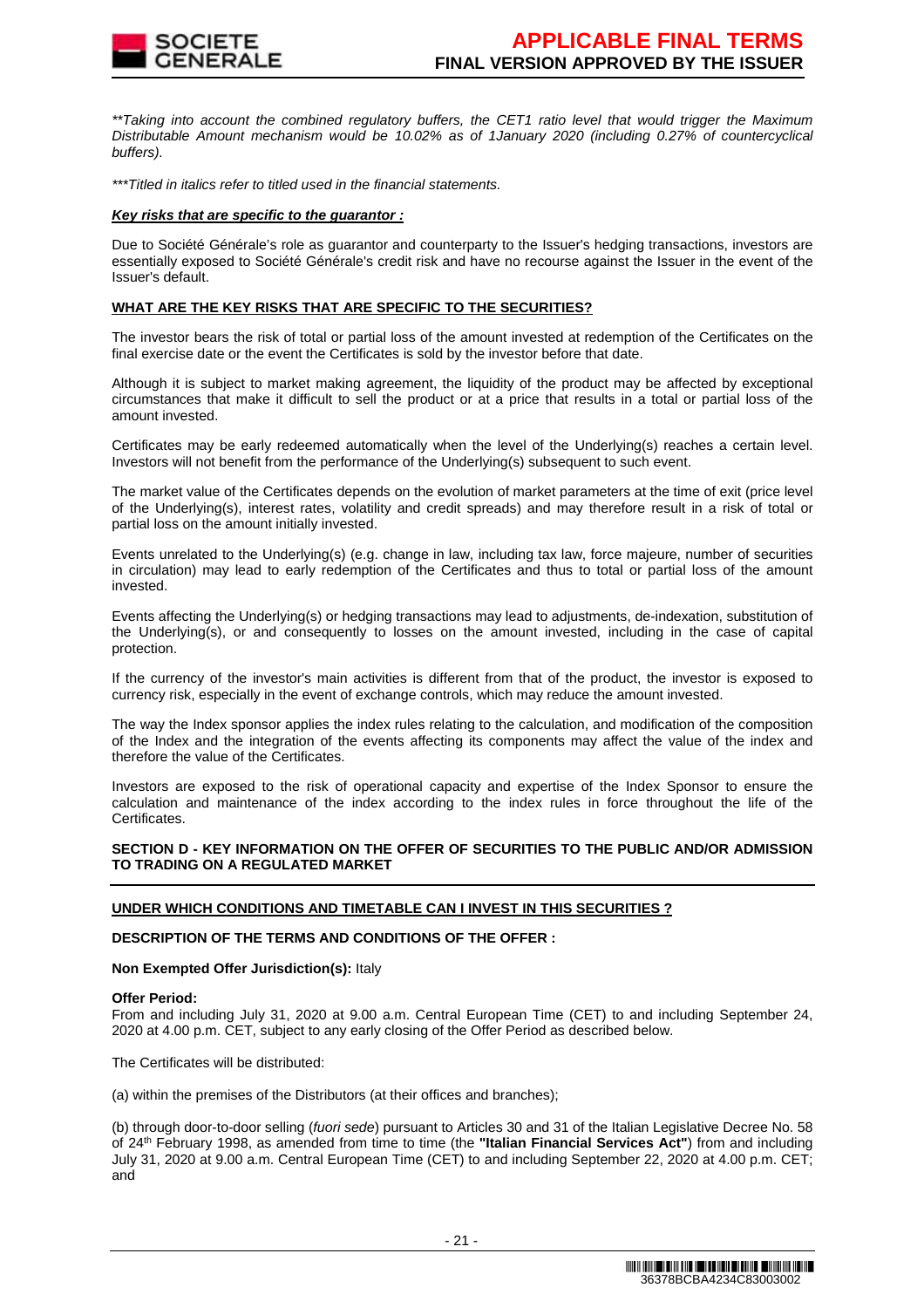*\*\*Taking into account the combined regulatory buffers, the CET1 ratio level that would trigger the Maximum Distributable Amount mechanism would be 10.02% as of 1January 2020 (including 0.27% of countercyclical buffers).*

*\*\*\*Titled in italics refer to titled used in the financial statements.*

***Key risks that are specific to the guarantor :***

Due to Société Générale's role as guarantor and counterparty to the Issuer's hedging transactions, investors are essentially exposed to Société Générale's credit risk and have no recourse against the Issuer in the event of the Issuer's default.

**WHAT ARE THE KEY RISKS THAT ARE SPECIFIC TO THE SECURITIES?**

The investor bears the risk of total or partial loss of the amount invested at redemption of the Certificates on the final exercise date or the event the Certificates is sold by the investor before that date.

Although it is subject to market making agreement, the liquidity of the product may be affected by exceptional circumstances that make it difficult to sell the product or at a price that results in a total or partial loss of the amount invested.

Certificates may be early redeemed automatically when the level of the Underlying(s) reaches a certain level. Investors will not benefit from the performance of the Underlying(s) subsequent to such event.

The market value of the Certificates depends on the evolution of market parameters at the time of exit (price level of the Underlying(s), interest rates, volatility and credit spreads) and may therefore result in a risk of total or partial loss on the amount initially invested.

Events unrelated to the Underlying(s) (e.g. change in law, including tax law, force majeure, number of securities in circulation) may lead to early redemption of the Certificates and thus to total or partial loss of the amount invested.

Events affecting the Underlying(s) or hedging transactions may lead to adjustments, de-indexation, substitution of the Underlying(s), or and consequently to losses on the amount invested, including in the case of capital protection.

If the currency of the investor's main activities is different from that of the product, the investor is exposed to currency risk, especially in the event of exchange controls, which may reduce the amount invested.

The way the Index sponsor applies the index rules relating to the calculation, and modification of the composition of the Index and the integration of the events affecting its components may affect the value of the index and therefore the value of the Certificates.

Investors are exposed to the risk of operational capacity and expertise of the Index Sponsor to ensure the calculation and maintenance of the index according to the index rules in force throughout the life of the Certificates.

**SECTION D - KEY INFORMATION ON THE OFFER OF SECURITIES TO THE PUBLIC AND/OR ADMISSION TO TRADING ON A REGULATED MARKET**

**UNDER WHICH CONDITIONS AND TIMETABLE CAN I INVEST IN THIS SECURITIES ?**

**DESCRIPTION OF THE TERMS AND CONDITIONS OF THE OFFER :**

**Non Exempted Offer Jurisdiction(s):** Italy

**Offer Period:**
From and including July 31, 2020 at 9.00 a.m. Central European Time (CET) to and including September 24, 2020 at 4.00 p.m. CET, subject to any early closing of the Offer Period as described below.

The Certificates will be distributed:

(a) within the premises of the Distributors (at their offices and branches);

(b) through door-to-door selling (*fuori sede*) pursuant to Articles 30 and 31 of the Italian Legislative Decree No. 58 of 24th February 1998, as amended from time to time (the **"Italian Financial Services Act"**) from and including July 31, 2020 at 9.00 a.m. Central European Time (CET) to and including September 22, 2020 at 4.00 p.m. CET; and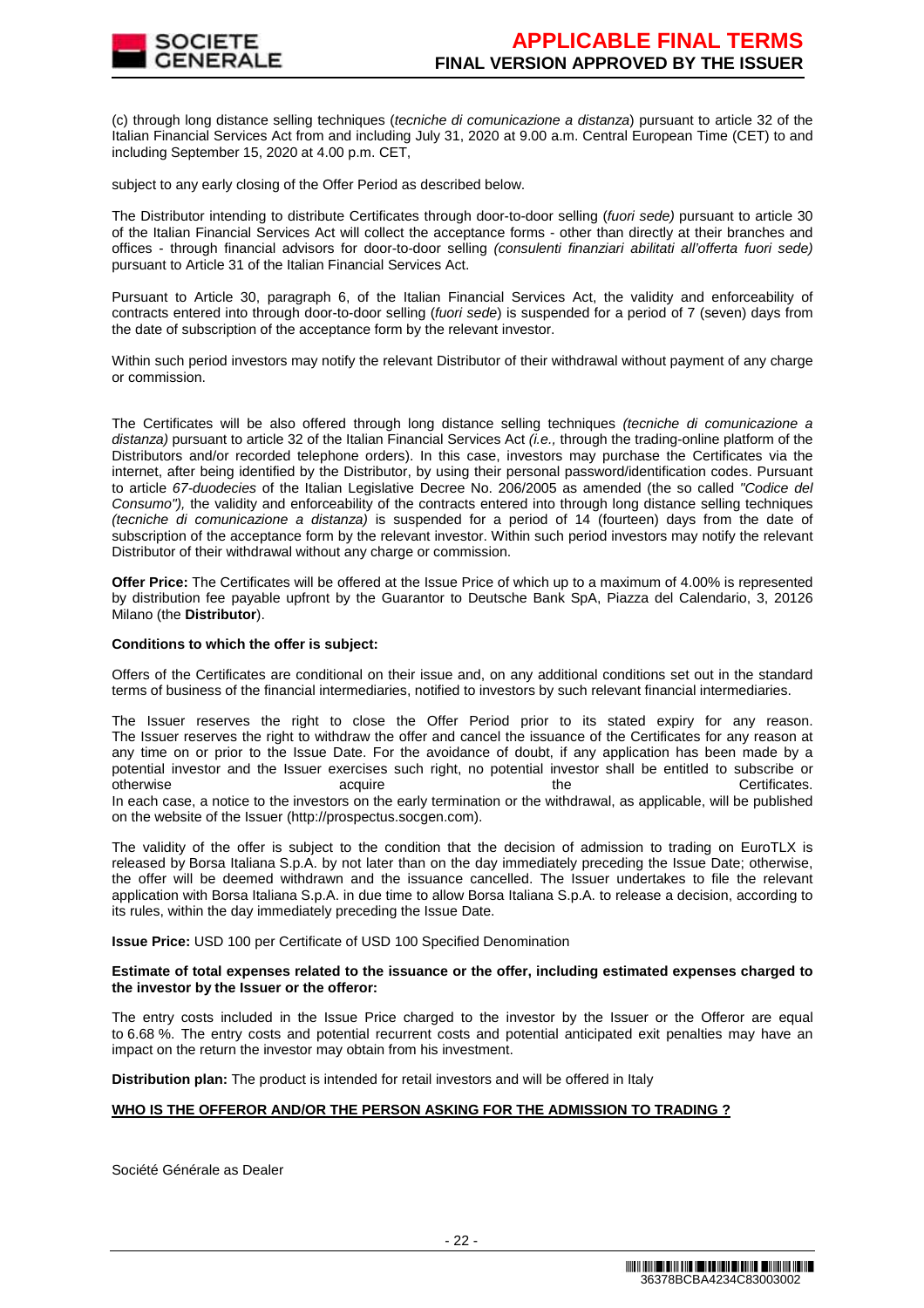(c) through long distance selling techniques (*tecniche di comunicazione a distanza*) pursuant to article 32 of the Italian Financial Services Act from and including July 31, 2020 at 9.00 a.m. Central European Time (CET) to and including September 15, 2020 at 4.00 p.m. CET,

subject to any early closing of the Offer Period as described below.

The Distributor intending to distribute Certificates through door-to-door selling (*fuori sede)* pursuant to article 30 of the Italian Financial Services Act will collect the acceptance forms - other than directly at their branches and offices - through financial advisors for door-to-door selling *(consulenti finanziari abilitati all'offerta fuori sede)* pursuant to Article 31 of the Italian Financial Services Act.

Pursuant to Article 30, paragraph 6, of the Italian Financial Services Act, the validity and enforceability of contracts entered into through door-to-door selling (*fuori sede*) is suspended for a period of 7 (seven) days from the date of subscription of the acceptance form by the relevant investor.

Within such period investors may notify the relevant Distributor of their withdrawal without payment of any charge or commission.

The Certificates will be also offered through long distance selling techniques *(tecniche di comunicazione a distanza)* pursuant to article 32 of the Italian Financial Services Act *(i.e.,* through the trading-online platform of the Distributors and/or recorded telephone orders). In this case, investors may purchase the Certificates via the internet, after being identified by the Distributor, by using their personal password/identification codes. Pursuant to article *67-duodecies* of the Italian Legislative Decree No. 206/2005 as amended (the so called *"Codice del Consumo"),* the validity and enforceability of the contracts entered into through long distance selling techniques *(tecniche di comunicazione a distanza)* is suspended for a period of 14 (fourteen) days from the date of subscription of the acceptance form by the relevant investor. Within such period investors may notify the relevant Distributor of their withdrawal without any charge or commission.

**Offer Price:** The Certificates will be offered at the Issue Price of which up to a maximum of 4.00% is represented by distribution fee payable upfront by the Guarantor to Deutsche Bank SpA, Piazza del Calendario, 3, 20126 Milano (the **Distributor**).

**Conditions to which the offer is subject:**

Offers of the Certificates are conditional on their issue and, on any additional conditions set out in the standard terms of business of the financial intermediaries, notified to investors by such relevant financial intermediaries.

The Issuer reserves the right to close the Offer Period prior to its stated expiry for any reason. The Issuer reserves the right to withdraw the offer and cancel the issuance of the Certificates for any reason at any time on or prior to the Issue Date. For the avoidance of doubt, if any application has been made by a potential investor and the Issuer exercises such right, no potential investor shall be entitled to subscribe or otherwise acquire the Certificates. In each case, a notice to the investors on the early termination or the withdrawal, as applicable, will be published on the website of the Issuer (http://prospectus.socgen.com).

The validity of the offer is subject to the condition that the decision of admission to trading on EuroTLX is released by Borsa Italiana S.p.A. by not later than on the day immediately preceding the Issue Date; otherwise, the offer will be deemed withdrawn and the issuance cancelled. The Issuer undertakes to file the relevant application with Borsa Italiana S.p.A. in due time to allow Borsa Italiana S.p.A. to release a decision, according to its rules, within the day immediately preceding the Issue Date.

**Issue Price:** USD 100 per Certificate of USD 100 Specified Denomination

**Estimate of total expenses related to the issuance or the offer, including estimated expenses charged to the investor by the Issuer or the offeror:**

The entry costs included in the Issue Price charged to the investor by the Issuer or the Offeror are equal to 6.68 %. The entry costs and potential recurrent costs and potential anticipated exit penalties may have an impact on the return the investor may obtain from his investment.

**Distribution plan:** The product is intended for retail investors and will be offered in Italy

**WHO IS THE OFFEROR AND/OR THE PERSON ASKING FOR THE ADMISSION TO TRADING ?**

Société Générale as Dealer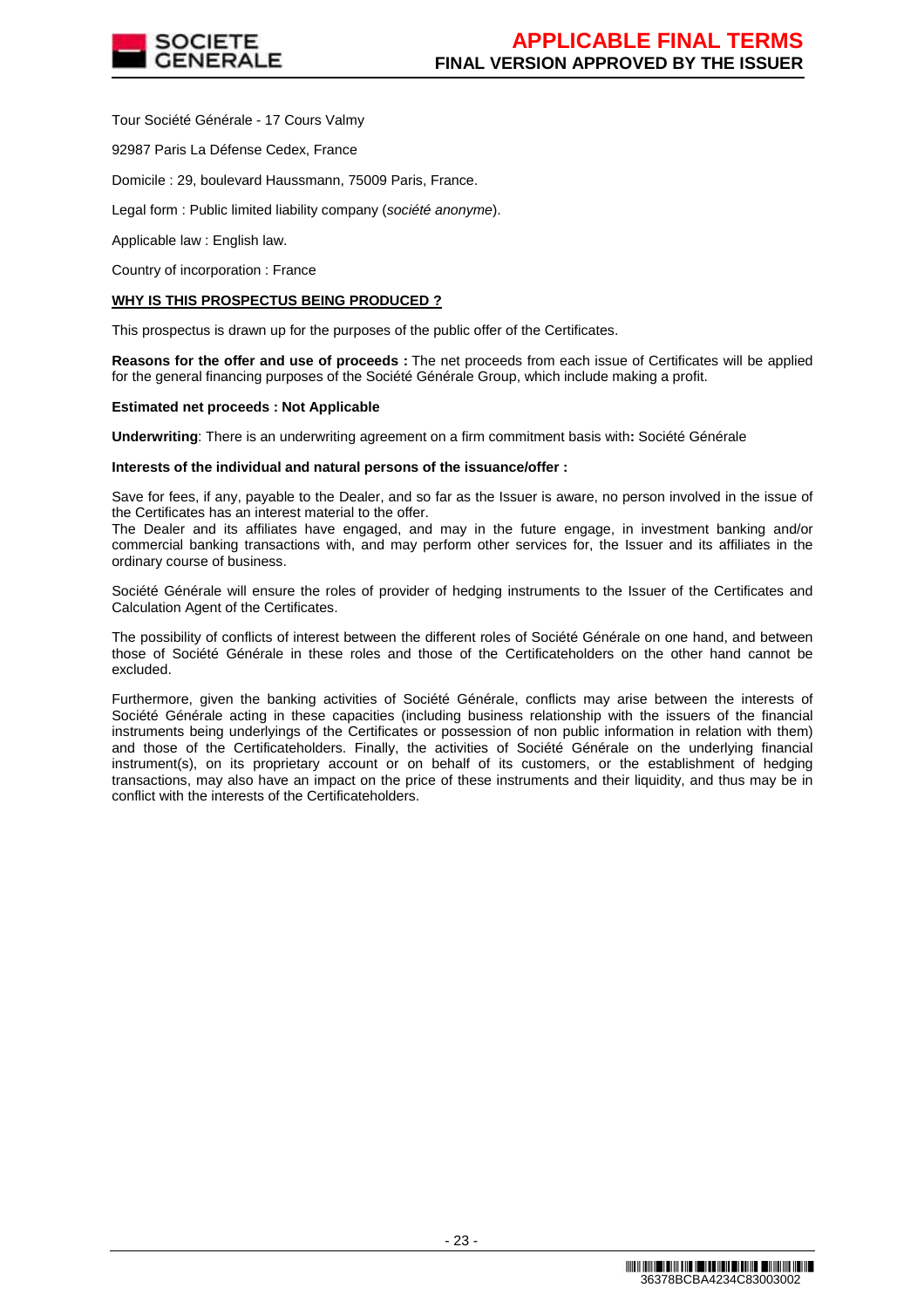Tour Société Générale - 17 Cours Valmy

92987 Paris La Défense Cedex, France

Domicile : 29, boulevard Haussmann, 75009 Paris, France.

Legal form : Public limited liability company (*société anonyme*).

Applicable law : English law.

Country of incorporation : France

**WHY IS THIS PROSPECTUS BEING PRODUCED ?**

This prospectus is drawn up for the purposes of the public offer of the Certificates.

**Reasons for the offer and use of proceeds :** The net proceeds from each issue of Certificates will be applied for the general financing purposes of the Société Générale Group, which include making a profit.

**Estimated net proceeds : Not Applicable**

**Underwriting**: There is an underwriting agreement on a firm commitment basis with**:** Société Générale

**Interests of the individual and natural persons of the issuance/offer :**

Save for fees, if any, payable to the Dealer, and so far as the Issuer is aware, no person involved in the issue of the Certificates has an interest material to the offer.
The Dealer and its affiliates have engaged, and may in the future engage, in investment banking and/or commercial banking transactions with, and may perform other services for, the Issuer and its affiliates in the ordinary course of business.

Société Générale will ensure the roles of provider of hedging instruments to the Issuer of the Certificates and Calculation Agent of the Certificates.

The possibility of conflicts of interest between the different roles of Société Générale on one hand, and between those of Société Générale in these roles and those of the Certificateholders on the other hand cannot be excluded.

Furthermore, given the banking activities of Société Générale, conflicts may arise between the interests of Société Générale acting in these capacities (including business relationship with the issuers of the financial instruments being underlyings of the Certificates or possession of non public information in relation with them) and those of the Certificateholders. Finally, the activities of Société Générale on the underlying financial instrument(s), on its proprietary account or on behalf of its customers, or the establishment of hedging transactions, may also have an impact on the price of these instruments and their liquidity, and thus may be in conflict with the interests of the Certificateholders.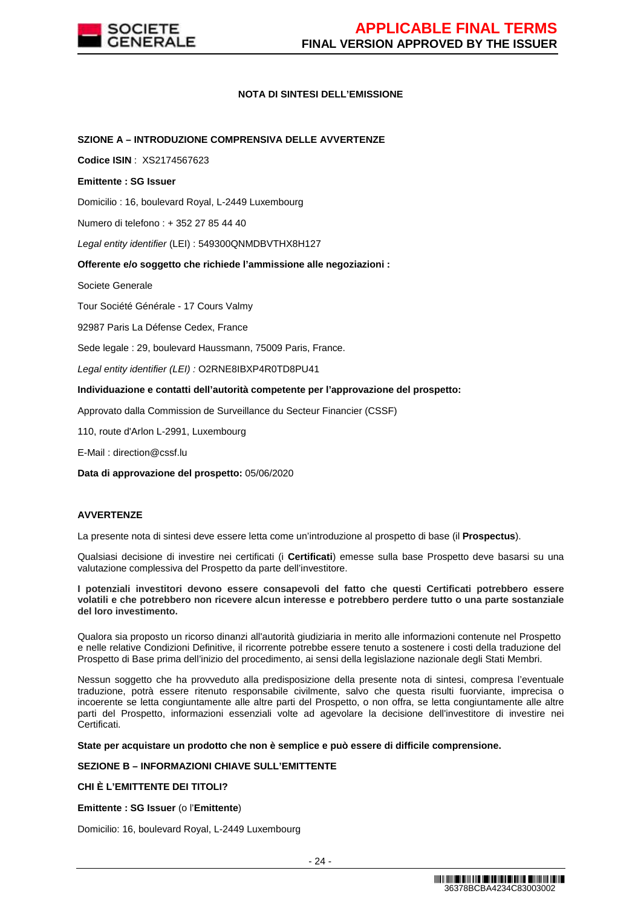**NOTA DI SINTESI DELL'EMISSIONE**

**SZIONE A – INTRODUZIONE COMPRENSIVA DELLE AVVERTENZE**

**Codice ISIN** : XS2174567623

**Emittente : SG Issuer**

Domicilio : 16, boulevard Royal, L-2449 Luxembourg

Numero di telefono : + 352 27 85 44 40

*Legal entity identifier* (LEI) : 549300QNMDBVTHX8H127

**Offerente e/o soggetto che richiede l'ammissione alle negoziazioni :**

Societe Generale

Tour Société Générale - 17 Cours Valmy

92987 Paris La Défense Cedex, France

Sede legale : 29, boulevard Haussmann, 75009 Paris, France.

*Legal entity identifier (LEI) :* O2RNE8IBXP4R0TD8PU41

**Individuazione e contatti dell'autorità competente per l'approvazione del prospetto:**

Approvato dalla Commission de Surveillance du Secteur Financier (CSSF)

110, route d'Arlon L-2991, Luxembourg

E-Mail : direction@cssf.lu

**Data di approvazione del prospetto:** 05/06/2020

**AVVERTENZE**

La presente nota di sintesi deve essere letta come un'introduzione al prospetto di base (il **Prospectus**).

Qualsiasi decisione di investire nei certificati (i **Certificati**) emesse sulla base Prospetto deve basarsi su una valutazione complessiva del Prospetto da parte dell'investitore.

**I potenziali investitori devono essere consapevoli del fatto che questi Certificati potrebbero essere volatili e che potrebbero non ricevere alcun interesse e potrebbero perdere tutto o una parte sostanziale del loro investimento.**

Qualora sia proposto un ricorso dinanzi all'autorità giudiziaria in merito alle informazioni contenute nel Prospetto e nelle relative Condizioni Definitive, il ricorrente potrebbe essere tenuto a sostenere i costi della traduzione del Prospetto di Base prima dell'inizio del procedimento, ai sensi della legislazione nazionale degli Stati Membri.

Nessun soggetto che ha provveduto alla predisposizione della presente nota di sintesi, compresa l'eventuale traduzione, potrà essere ritenuto responsabile civilmente, salvo che questa risulti fuorviante, imprecisa o incoerente se letta congiuntamente alle altre parti del Prospetto, o non offra, se letta congiuntamente alle altre parti del Prospetto, informazioni essenziali volte ad agevolare la decisione dell'investitore di investire nei Certificati.

**State per acquistare un prodotto che non è semplice e può essere di difficile comprensione.**

**SEZIONE B – INFORMAZIONI CHIAVE SULL'EMITTENTE**

**CHI È L'EMITTENTE DEI TITOLI?**

**Emittente : SG Issuer** (o l'**Emittente**)

Domicilio: 16, boulevard Royal, L-2449 Luxembourg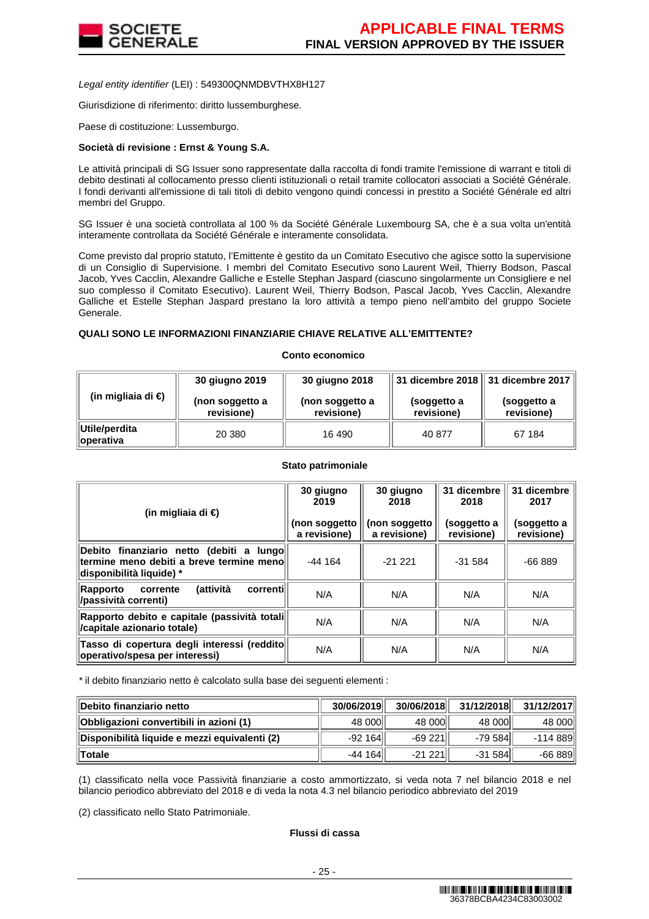*Legal entity identifier* (LEI) : 549300QNMDBVTHX8H127

Giurisdizione di riferimento: diritto lussemburghese.

Paese di costituzione: Lussemburgo.

**Società di revisione : Ernst & Young S.A.**

Le attività principali di SG Issuer sono rappresentate dalla raccolta di fondi tramite l'emissione di warrant e titoli di debito destinati al collocamento presso clienti istituzionali o retail tramite collocatori associati a Société Générale. I fondi derivanti all'emissione di tali titoli di debito vengono quindi concessi in prestito a Société Générale ed altri membri del Gruppo.

SG Issuer è una società controllata al 100 % da Société Générale Luxembourg SA, che è a sua volta un'entità interamente controllata da Société Générale e interamente consolidata.

Come previsto dal proprio statuto, l'Emittente è gestito da un Comitato Esecutivo che agisce sotto la supervisione di un Consiglio di Supervisione. I membri del Comitato Esecutivo sono Laurent Weil, Thierry Bodson, Pascal Jacob, Yves Cacclin, Alexandre Galliche e Estelle Stephan Jaspard (ciascuno singolarmente un Consigliere e nel suo complesso il Comitato Esecutivo). Laurent Weil, Thierry Bodson, Pascal Jacob, Yves Cacclin, Alexandre Galliche et Estelle Stephan Jaspard prestano la loro attività a tempo pieno nell'ambito del gruppo Societe Generale.

**QUALI SONO LE INFORMAZIONI FINANZIARIE CHIAVE RELATIVE ALL'EMITTENTE?**

**Conto economico**

| (in migliaia di €) | 30 giugno 2019 (non soggetto a revisione) | 30 giugno 2018 (non soggetto a revisione) | 31 dicembre 2018 (soggetto a revisione) | 31 dicembre 2017 (soggetto a revisione) |
|---|---|---|---|---|
| **Utile/perdita operativa** | 20 380 | 16 490 | 40 877 | 67 184 |

**Stato patrimoniale**

| (in migliaia di €) | 30 giugno 2019 (non soggetto a revisione) | 30 giugno 2018 (non soggetto a revisione) | 31 dicembre 2018 (soggetto a revisione) | 31 dicembre 2017 (soggetto a revisione) |
|---|---|---|---|---|
| **Debito finanziario netto (debiti a lungo termine meno debiti a breve termine meno disponibilità liquide) \*** | -44 164 | -21 221 | -31 584 | -66 889 |
| **Rapporto corrente (attività correnti /passività correnti)** | N/A | N/A | N/A | N/A |
| **Rapporto debito e capitale (passività totali /capitale azionario totale)** | N/A | N/A | N/A | N/A |
| **Tasso di copertura degli interessi (reddito operativo/spesa per interessi)** | N/A | N/A | N/A | N/A |

\* il debito finanziario netto è calcolato sulla base dei seguenti elementi :

| **Debito finanziario netto** | **30/06/2019** | **30/06/2018** | **31/12/2018** | **31/12/2017** |
|---|---|---|---|---|
| **Obbligazioni convertibili in azioni (1)** | 48 000 | 48 000 | 48 000 | 48 000 |
| **Disponibilità liquide e mezzi equivalenti (2)** | -92 164 | -69 221 | -79 584 | -114 889 |
| **Totale** | -44 164 | -21 221 | -31 584 | -66 889 |

(1) classificato nella voce Passività finanziarie a costo ammortizzato, si veda nota 7 nel bilancio 2018 e nel bilancio periodico abbreviato del 2018 e di veda la nota 4.3 nel bilancio periodico abbreviato del 2019

(2) classificato nello Stato Patrimoniale.

**Flussi di cassa**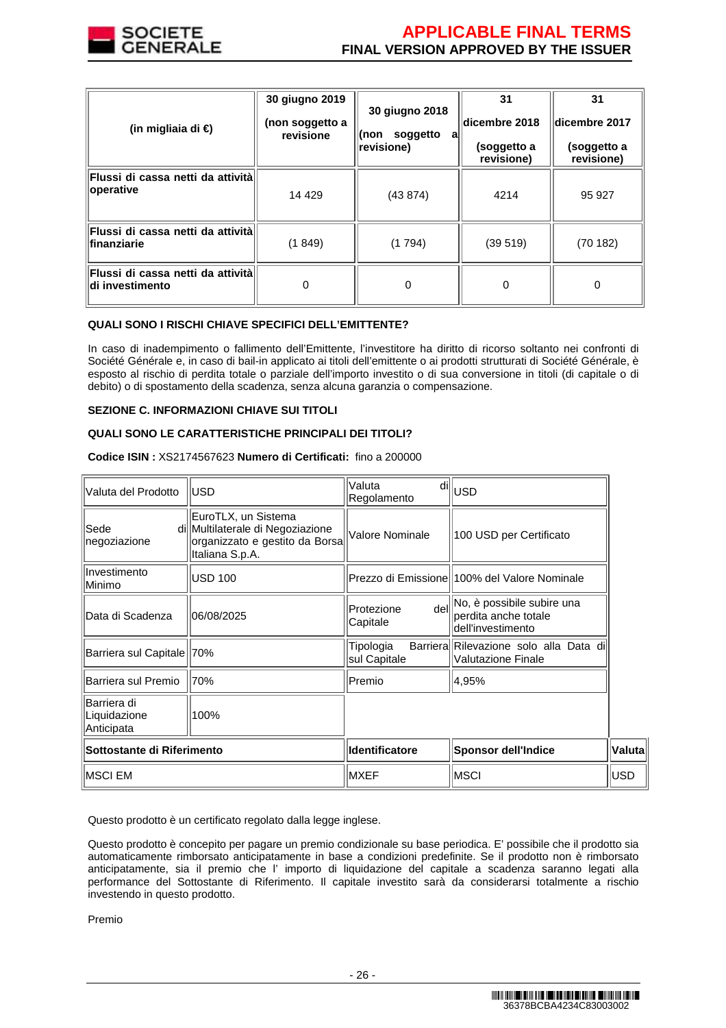| (in migliaia di €) | 30 giugno 2019 (non soggetto a revisione) | 30 giugno 2018 (non soggetto a revisione) | 31 dicembre 2018 (soggetto a revisione) | 31 dicembre 2017 (soggetto a revisione) |
|---|---|---|---|---|
| **Flussi di cassa netti da attività operative** | 14 429 | (43 874) | 4214 | 95 927 |
| **Flussi di cassa netti da attività finanziarie** | (1 849) | (1 794) | (39 519) | (70 182) |
| **Flussi di cassa netti da attività di investimento** | 0 | 0 | 0 | 0 |

**QUALI SONO I RISCHI CHIAVE SPECIFICI DELL'EMITTENTE?**

In caso di inadempimento o fallimento dell'Emittente, l'investitore ha diritto di ricorso soltanto nei confronti di Société Générale e, in caso di bail-in applicato ai titoli dell'emittente o ai prodotti strutturati di Société Générale, è esposto al rischio di perdita totale o parziale dell'importo investito o di sua conversione in titoli (di capitale o di debito) o di spostamento della scadenza, senza alcuna garanzia o compensazione.

**SEZIONE C. INFORMAZIONI CHIAVE SUI TITOLI**

**QUALI SONO LE CARATTERISTICHE PRINCIPALI DEI TITOLI?**

**Codice ISIN :** XS2174567623 **Numero di Certificati:** fino a 200000

| Valuta del Prodotto | USD | Valuta di Regolamento | USD | |
|---|---|---|---|---|
| Sede di negoziazione | EuroTLX, un Sistema Multilaterale di Negoziazione organizzato e gestito da Borsa Italiana S.p.A. | Valore Nominale | 100 USD per Certificato | |
| Investimento Minimo | USD 100 | Prezzo di Emissione | 100% del Valore Nominale | |
| Data di Scadenza | 06/08/2025 | Protezione del Capitale | No, è possibile subire una perdita anche totale dell'investimento | |
| Barriera sul Capitale | 70% | Tipologia Barriera sul Capitale | Rilevazione solo alla Data di Valutazione Finale | |
| Barriera sul Premio | 70% | Premio | 4,95% | |
| Barriera di Liquidazione Anticipata | 100% | | | |
| **Sottostante di Riferimento** | | **Identificatore** | **Sponsor dell'Indice** | **Valuta** |
| MSCI EM | | MXEF | MSCI | USD |

Questo prodotto è un certificato regolato dalla legge inglese.

Questo prodotto è concepito per pagare un premio condizionale su base periodica. E' possibile che il prodotto sia automaticamente rimborsato anticipatamente in base a condizioni predefinite. Se il prodotto non è rimborsato anticipatamente, sia il premio che l' importo di liquidazione del capitale a scadenza saranno legati alla performance del Sottostante di Riferimento. Il capitale investito sarà da considerarsi totalmente a rischio investendo in questo prodotto.

Premio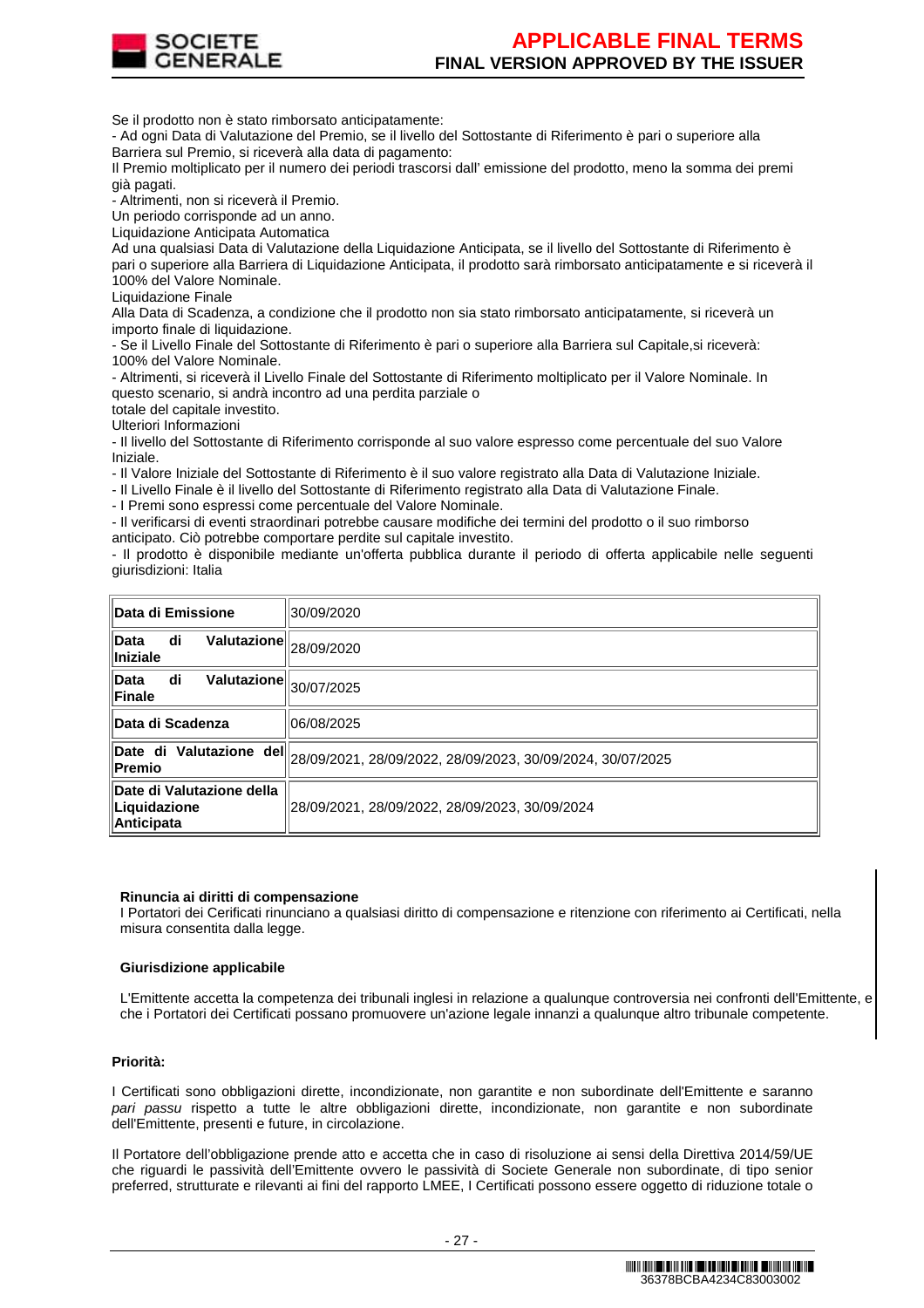Se il prodotto non è stato rimborsato anticipatamente:
- Ad ogni Data di Valutazione del Premio, se il livello del Sottostante di Riferimento è pari o superiore alla Barriera sul Premio, si riceverà alla data di pagamento:
Il Premio moltiplicato per il numero dei periodi trascorsi dall' emissione del prodotto, meno la somma dei premi già pagati.
- Altrimenti, non si riceverà il Premio.
Un periodo corrisponde ad un anno.
Liquidazione Anticipata Automatica
Ad una qualsiasi Data di Valutazione della Liquidazione Anticipata, se il livello del Sottostante di Riferimento è pari o superiore alla Barriera di Liquidazione Anticipata, il prodotto sarà rimborsato anticipatamente e si riceverà il 100% del Valore Nominale.
Liquidazione Finale
Alla Data di Scadenza, a condizione che il prodotto non sia stato rimborsato anticipatamente, si riceverà un importo finale di liquidazione.
- Se il Livello Finale del Sottostante di Riferimento è pari o superiore alla Barriera sul Capitale,si riceverà:
100% del Valore Nominale.
- Altrimenti, si riceverà il Livello Finale del Sottostante di Riferimento moltiplicato per il Valore Nominale. In questo scenario, si andrà incontro ad una perdita parziale o
totale del capitale investito.
Ulteriori Informazioni
- Il livello del Sottostante di Riferimento corrisponde al suo valore espresso come percentuale del suo Valore Iniziale.
- Il Valore Iniziale del Sottostante di Riferimento è il suo valore registrato alla Data di Valutazione Iniziale.
- Il Livello Finale è il livello del Sottostante di Riferimento registrato alla Data di Valutazione Finale.
- I Premi sono espressi come percentuale del Valore Nominale.
- Il verificarsi di eventi straordinari potrebbe causare modifiche dei termini del prodotto o il suo rimborso anticipato. Ciò potrebbe comportare perdite sul capitale investito.
- Il prodotto è disponibile mediante un'offerta pubblica durante il periodo di offerta applicabile nelle seguenti giurisdizioni: Italia

| | |
|---|---|
| **Data di Emissione** | 30/09/2020 |
| **Data di Valutazione Iniziale** | 28/09/2020 |
| **Data di Valutazione Finale** | 30/07/2025 |
| **Data di Scadenza** | 06/08/2025 |
| **Date di Valutazione del Premio** | 28/09/2021, 28/09/2022, 28/09/2023, 30/09/2024, 30/07/2025 |
| **Date di Valutazione della Liquidazione Anticipata** | 28/09/2021, 28/09/2022, 28/09/2023, 30/09/2024 |

**Rinuncia ai diritti di compensazione**
I Portatori dei Cerificati rinunciano a qualsiasi diritto di compensazione e ritenzione con riferimento ai Certificati, nella misura consentita dalla legge.

**Giurisdizione applicabile**

L'Emittente accetta la competenza dei tribunali inglesi in relazione a qualunque controversia nei confronti dell'Emittente, e che i Portatori dei Certificati possano promuovere un'azione legale innanzi a qualunque altro tribunale competente.

**Priorità:**

I Certificati sono obbligazioni dirette, incondizionate, non garantite e non subordinate dell'Emittente e saranno *pari passu* rispetto a tutte le altre obbligazioni dirette, incondizionate, non garantite e non subordinate dell'Emittente, presenti e future, in circolazione.

Il Portatore dell'obbligazione prende atto e accetta che in caso di risoluzione ai sensi della Direttiva 2014/59/UE che riguardi le passività dell'Emittente ovvero le passività di Societe Generale non subordinate, di tipo senior preferred, strutturate e rilevanti ai fini del rapporto LMEE, I Certificati possono essere oggetto di riduzione totale o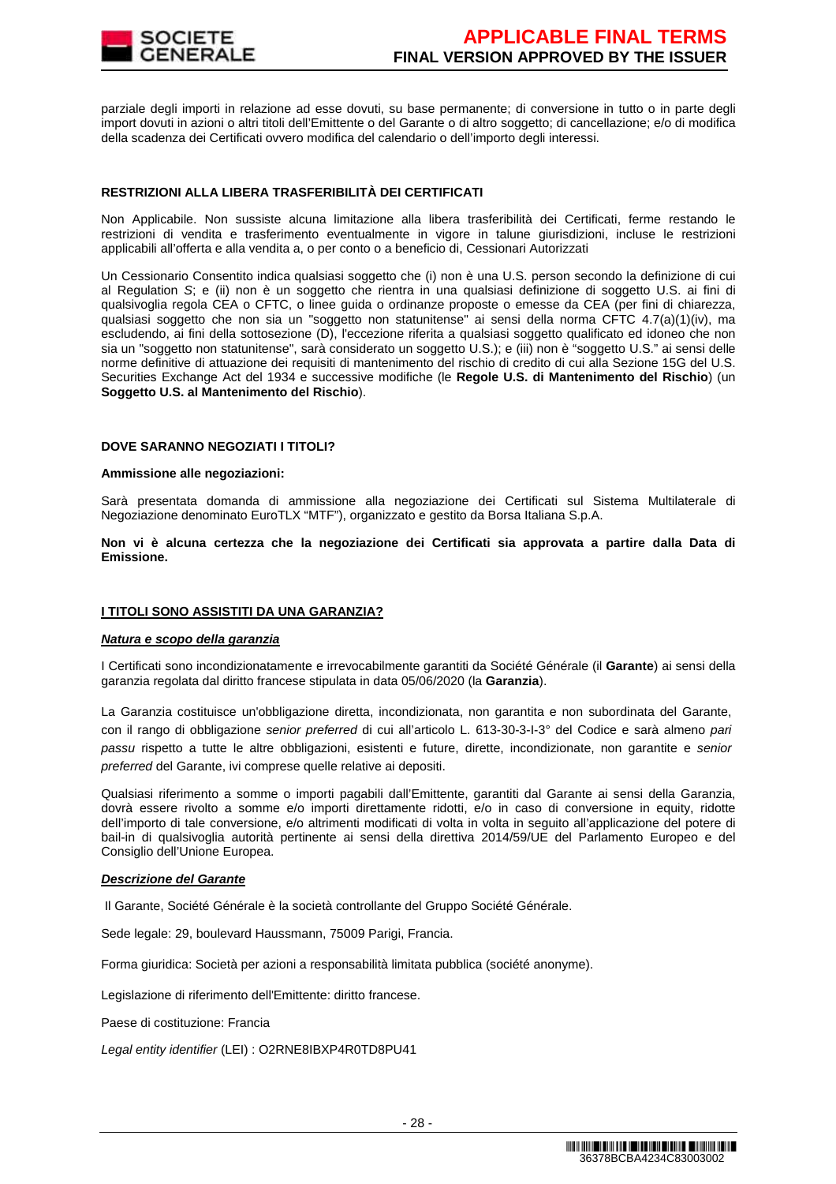parziale degli importi in relazione ad esse dovuti, su base permanente; di conversione in tutto o in parte degli import dovuti in azioni o altri titoli dell'Emittente o del Garante o di altro soggetto; di cancellazione; e/o di modifica della scadenza dei Certificati ovvero modifica del calendario o dell'importo degli interessi.

**RESTRIZIONI ALLA LIBERA TRASFERIBILITÀ DEI CERTIFICATI**

Non Applicabile. Non sussiste alcuna limitazione alla libera trasferibilità dei Certificati, ferme restando le restrizioni di vendita e trasferimento eventualmente in vigore in talune giurisdizioni, incluse le restrizioni applicabili all'offerta e alla vendita a, o per conto o a beneficio di, Cessionari Autorizzati

Un Cessionario Consentito indica qualsiasi soggetto che (i) non è una U.S. person secondo la definizione di cui al Regulation *S*; e (ii) non è un soggetto che rientra in una qualsiasi definizione di soggetto U.S. ai fini di qualsivoglia regola CEA o CFTC, o linee guida o ordinanze proposte o emesse da CEA (per fini di chiarezza, qualsiasi soggetto che non sia un "soggetto non statunitense" ai sensi della norma CFTC 4.7(a)(1)(iv), ma escludendo, ai fini della sottosezione (D), l'eccezione riferita a qualsiasi soggetto qualificato ed idoneo che non sia un "soggetto non statunitense", sarà considerato un soggetto U.S.); e (iii) non è "soggetto U.S." ai sensi delle norme definitive di attuazione dei requisiti di mantenimento del rischio di credito di cui alla Sezione 15G del U.S. Securities Exchange Act del 1934 e successive modifiche (le **Regole U.S. di Mantenimento del Rischio**) (un **Soggetto U.S. al Mantenimento del Rischio**).

**DOVE SARANNO NEGOZIATI I TITOLI?**

**Ammissione alle negoziazioni:**

Sarà presentata domanda di ammissione alla negoziazione dei Certificati sul Sistema Multilaterale di Negoziazione denominato EuroTLX "MTF"), organizzato e gestito da Borsa Italiana S.p.A.

**Non vi è alcuna certezza che la negoziazione dei Certificati sia approvata a partire dalla Data di Emissione.**

**I TITOLI SONO ASSISTITI DA UNA GARANZIA?**

***Natura e scopo della garanzia***

I Certificati sono incondizionatamente e irrevocabilmente garantiti da Société Générale (il **Garante**) ai sensi della garanzia regolata dal diritto francese stipulata in data 05/06/2020 (la **Garanzia**).

La Garanzia costituisce un'obbligazione diretta, incondizionata, non garantita e non subordinata del Garante, con il rango di obbligazione *senior preferred* di cui all'articolo L. 613-30-3-I-3° del Codice e sarà almeno *pari passu* rispetto a tutte le altre obbligazioni, esistenti e future, dirette, incondizionate, non garantite e *senior preferred* del Garante, ivi comprese quelle relative ai depositi.

Qualsiasi riferimento a somme o importi pagabili dall'Emittente, garantiti dal Garante ai sensi della Garanzia, dovrà essere rivolto a somme e/o importi direttamente ridotti, e/o in caso di conversione in equity, ridotte dell'importo di tale conversione, e/o altrimenti modificati di volta in volta in seguito all'applicazione del potere di bail-in di qualsivoglia autorità pertinente ai sensi della direttiva 2014/59/UE del Parlamento Europeo e del Consiglio dell'Unione Europea.

***Descrizione del Garante***

Il Garante, Société Générale è la società controllante del Gruppo Société Générale.

Sede legale: 29, boulevard Haussmann, 75009 Parigi, Francia.

Forma giuridica: Società per azioni a responsabilità limitata pubblica (société anonyme).

Legislazione di riferimento dell'Emittente: diritto francese.

Paese di costituzione: Francia

*Legal entity identifier* (LEI) : O2RNE8IBXP4R0TD8PU41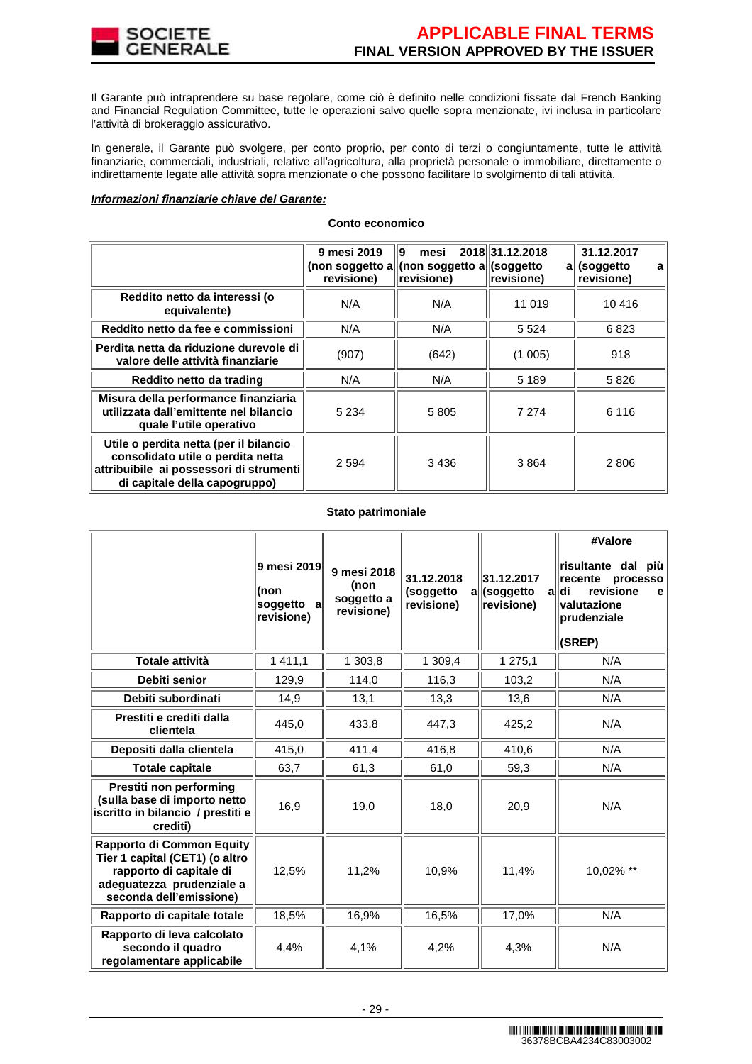Il Garante può intraprendere su base regolare, come ciò è definito nelle condizioni fissate dal French Banking and Financial Regulation Committee, tutte le operazioni salvo quelle sopra menzionate, ivi inclusa in particolare l'attività di brokeraggio assicurativo.

In generale, il Garante può svolgere, per conto proprio, per conto di terzi o congiuntamente, tutte le attività finanziarie, commerciali, industriali, relative all'agricoltura, alla proprietà personale o immobiliare, direttamente o indirettamente legate alle attività sopra menzionate o che possono facilitare lo svolgimento di tali attività.

***Informazioni finanziarie chiave del Garante:***

**Conto economico**

| | 9 mesi 2019 (non soggetto a revisione) | 9 mesi 2018 (non soggetto a revisione) | 31.12.2018 (soggetto a revisione) | 31.12.2017 (soggetto a revisione) |
|---|---|---|---|---|
| Reddito netto da interessi (o equivalente) | N/A | N/A | 11 019 | 10 416 |
| Reddito netto da fee e commissioni | N/A | N/A | 5 524 | 6 823 |
| Perdita netta da riduzione durevole di valore delle attività finanziarie | (907) | (642) | (1 005) | 918 |
| Reddito netto da trading | N/A | N/A | 5 189 | 5 826 |
| Misura della performance finanziaria utilizzata dall'emittente nel bilancio quale l'utile operativo | 5 234 | 5 805 | 7 274 | 6 116 |
| Utile o perdita netta (per il bilancio consolidato utile o perdita netta attribuibile ai possessori di strumenti di capitale della capogruppo) | 2 594 | 3 436 | 3 864 | 2 806 |

**Stato patrimoniale**

| | 9 mesi 2019 (non soggetto a revisione) | 9 mesi 2018 (non soggetto a revisione) | 31.12.2018 (soggetto a revisione) | 31.12.2017 (soggetto a revisione) | #Valore risultante dal più recente processo di revisione e valutazione prudenziale (SREP) |
|---|---|---|---|---|---|
| Totale attività | 1 411,1 | 1 303,8 | 1 309,4 | 1 275,1 | N/A |
| Debiti senior | 129,9 | 114,0 | 116,3 | 103,2 | N/A |
| Debiti subordinati | 14,9 | 13,1 | 13,3 | 13,6 | N/A |
| Prestiti e crediti dalla clientela | 445,0 | 433,8 | 447,3 | 425,2 | N/A |
| Depositi dalla clientela | 415,0 | 411,4 | 416,8 | 410,6 | N/A |
| Totale capitale | 63,7 | 61,3 | 61,0 | 59,3 | N/A |
| Prestiti non performing (sulla base di importo netto iscritto in bilancio / prestiti e crediti) | 16,9 | 19,0 | 18,0 | 20,9 | N/A |
| Rapporto di Common Equity Tier 1 capital (CET1) (o altro rapporto di capitale di adeguatezza prudenziale a seconda dell'emissione) | 12,5% | 11,2% | 10,9% | 11,4% | 10,02% ** |
| Rapporto di capitale totale | 18,5% | 16,9% | 16,5% | 17,0% | N/A |
| Rapporto di leva calcolato secondo il quadro regolamentare applicabile | 4,4% | 4,1% | 4,2% | 4,3% | N/A |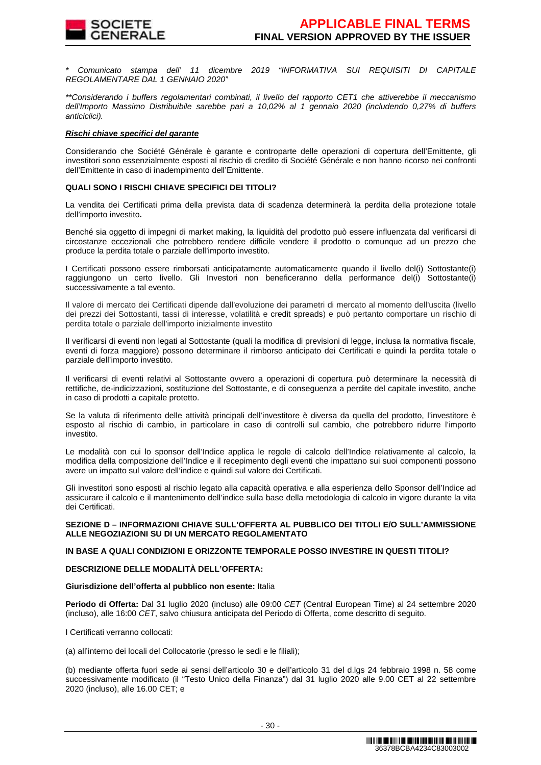*\* Comunicato stampa dell' 11 dicembre 2019 "INFORMATIVA SUI REQUISITI DI CAPITALE REGOLAMENTARE DAL 1 GENNAIO 2020"*

*\*\*Considerando i buffers regolamentari combinati, il livello del rapporto CET1 che attiverebbe il meccanismo dell'Importo Massimo Distribuibile sarebbe pari a 10,02% al 1 gennaio 2020 (includendo 0,27% di buffers anticiclici).*

***Rischi chiave specifici del garante***

Considerando che Société Générale è garante e controparte delle operazioni di copertura dell'Emittente, gli investitori sono essenzialmente esposti al rischio di credito di Société Générale e non hanno ricorso nei confronti dell'Emittente in caso di inadempimento dell'Emittente.

**QUALI SONO I RISCHI CHIAVE SPECIFICI DEI TITOLI?**

La vendita dei Certificati prima della prevista data di scadenza determinerà la perdita della protezione totale dell'importo investito**.**

Benché sia oggetto di impegni di market making, la liquidità del prodotto può essere influenzata dal verificarsi di circostanze eccezionali che potrebbero rendere difficile vendere il prodotto o comunque ad un prezzo che produce la perdita totale o parziale dell'importo investito.

I Certificati possono essere rimborsati anticipatamente automaticamente quando il livello del(i) Sottostante(i) raggiungono un certo livello. Gli Investori non beneficeranno della performance del(i) Sottostante(i) successivamente a tal evento.

Il valore di mercato dei Certificati dipende dall'evoluzione dei parametri di mercato al momento dell'uscita (livello dei prezzi dei Sottostanti, tassi di interesse, volatilità e credit spreads) e può pertanto comportare un rischio di perdita totale o parziale dell'importo inizialmente investito

Il verificarsi di eventi non legati al Sottostante (quali la modifica di previsioni di legge, inclusa la normativa fiscale, eventi di forza maggiore) possono determinare il rimborso anticipato dei Certificati e quindi la perdita totale o parziale dell'importo investito.

Il verificarsi di eventi relativi al Sottostante ovvero a operazioni di copertura può determinare la necessità di rettifiche, de-indicizzazioni, sostituzione del Sottostante, e di conseguenza a perdite del capitale investito, anche in caso di prodotti a capitale protetto.

Se la valuta di riferimento delle attività principali dell'investitore è diversa da quella del prodotto, l'investitore è esposto al rischio di cambio, in particolare in caso di controlli sul cambio, che potrebbero ridurre l'importo investito.

Le modalità con cui lo sponsor dell'Indice applica le regole di calcolo dell'Indice relativamente al calcolo, la modifica della composizione dell'Indice e il recepimento degli eventi che impattano sui suoi componenti possono avere un impatto sul valore dell'indice e quindi sul valore dei Certificati.

Gli investitori sono esposti al rischio legato alla capacità operativa e alla esperienza dello Sponsor dell'Indice ad assicurare il calcolo e il mantenimento dell'indice sulla base della metodologia di calcolo in vigore durante la vita dei Certificati.

**SEZIONE D – INFORMAZIONI CHIAVE SULL'OFFERTA AL PUBBLICO DEI TITOLI E/O SULL'AMMISSIONE ALLE NEGOZIAZIONI SU DI UN MERCATO REGOLAMENTATO**

**IN BASE A QUALI CONDIZIONI E ORIZZONTE TEMPORALE POSSO INVESTIRE IN QUESTI TITOLI?**

**DESCRIZIONE DELLE MODALITÀ DELL'OFFERTA:**

**Giurisdizione dell'offerta al pubblico non esente:** Italia

**Periodo di Offerta:** Dal 31 luglio 2020 (incluso) alle 09:00 *CET* (Central European Time) al 24 settembre 2020 (incluso), alle 16:00 *CET*, salvo chiusura anticipata del Periodo di Offerta, come descritto di seguito.

I Certificati verranno collocati:

(a) all'interno dei locali del Collocatorie (presso le sedi e le filiali);

(b) mediante offerta fuori sede ai sensi dell'articolo 30 e dell'articolo 31 del d.lgs 24 febbraio 1998 n. 58 come successivamente modificato (il "Testo Unico della Finanza") dal 31 luglio 2020 alle 9.00 CET al 22 settembre 2020 (incluso), alle 16.00 CET; e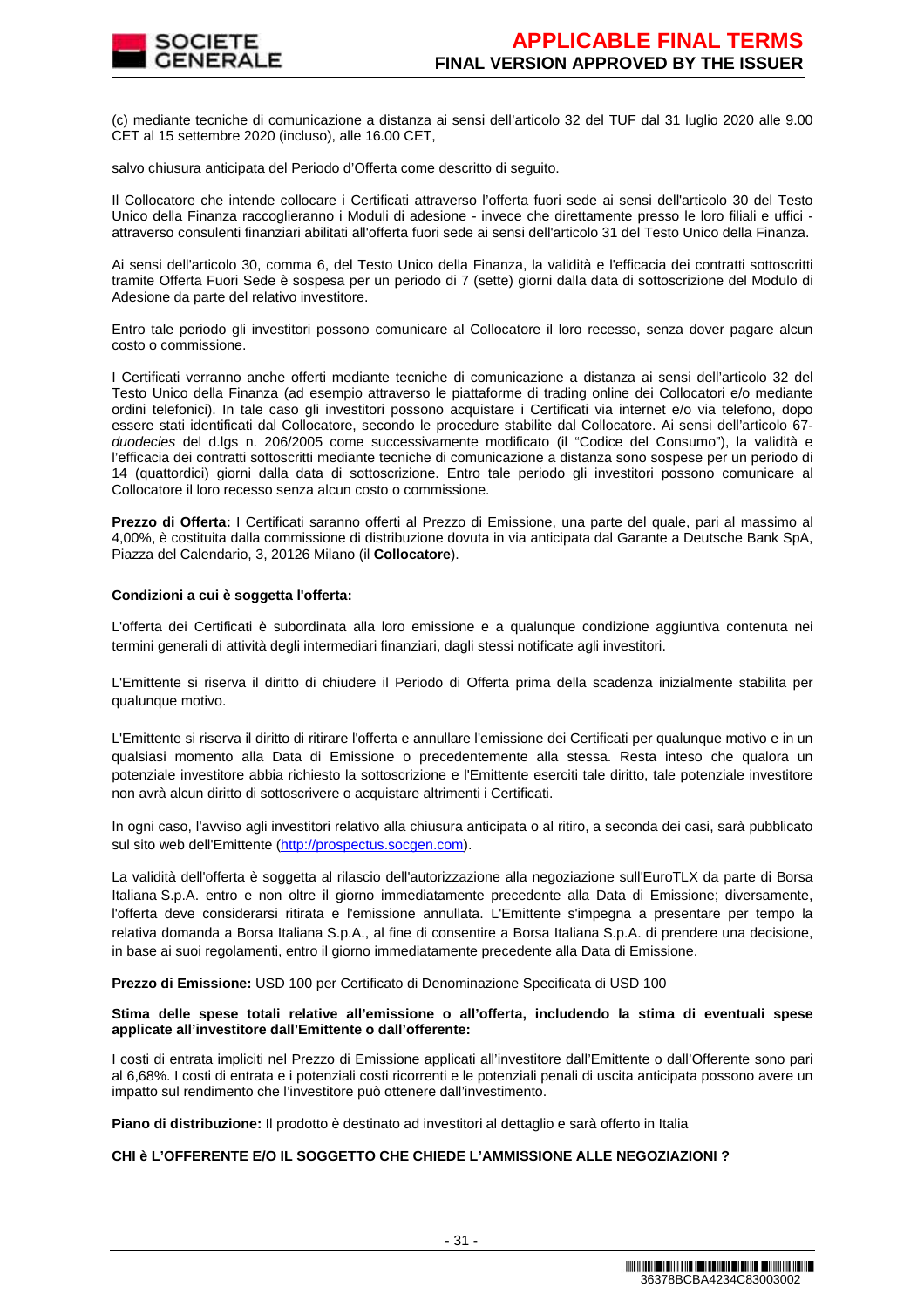(c) mediante tecniche di comunicazione a distanza ai sensi dell'articolo 32 del TUF dal 31 luglio 2020 alle 9.00 CET al 15 settembre 2020 (incluso), alle 16.00 CET,

salvo chiusura anticipata del Periodo d'Offerta come descritto di seguito.

Il Collocatore che intende collocare i Certificati attraverso l'offerta fuori sede ai sensi dell'articolo 30 del Testo Unico della Finanza raccoglieranno i Moduli di adesione - invece che direttamente presso le loro filiali e uffici - attraverso consulenti finanziari abilitati all'offerta fuori sede ai sensi dell'articolo 31 del Testo Unico della Finanza.

Ai sensi dell'articolo 30, comma 6, del Testo Unico della Finanza, la validità e l'efficacia dei contratti sottoscritti tramite Offerta Fuori Sede è sospesa per un periodo di 7 (sette) giorni dalla data di sottoscrizione del Modulo di Adesione da parte del relativo investitore.

Entro tale periodo gli investitori possono comunicare al Collocatore il loro recesso, senza dover pagare alcun costo o commissione.

I Certificati verranno anche offerti mediante tecniche di comunicazione a distanza ai sensi dell'articolo 32 del Testo Unico della Finanza (ad esempio attraverso le piattaforme di trading online dei Collocatori e/o mediante ordini telefonici). In tale caso gli investitori possono acquistare i Certificati via internet e/o via telefono, dopo essere stati identificati dal Collocatore, secondo le procedure stabilite dal Collocatore. Ai sensi dell'articolo 67-*duodecies* del d.lgs n. 206/2005 come successivamente modificato (il "Codice del Consumo"), la validità e l'efficacia dei contratti sottoscritti mediante tecniche di comunicazione a distanza sono sospese per un periodo di 14 (quattordici) giorni dalla data di sottoscrizione. Entro tale periodo gli investitori possono comunicare al Collocatore il loro recesso senza alcun costo o commissione.

**Prezzo di Offerta:** I Certificati saranno offerti al Prezzo di Emissione, una parte del quale, pari al massimo al 4,00%, è costituita dalla commissione di distribuzione dovuta in via anticipata dal Garante a Deutsche Bank SpA, Piazza del Calendario, 3, 20126 Milano (il **Collocatore**).

**Condizioni a cui è soggetta l'offerta:**

L'offerta dei Certificati è subordinata alla loro emissione e a qualunque condizione aggiuntiva contenuta nei termini generali di attività degli intermediari finanziari, dagli stessi notificate agli investitori.

L'Emittente si riserva il diritto di chiudere il Periodo di Offerta prima della scadenza inizialmente stabilita per qualunque motivo.

L'Emittente si riserva il diritto di ritirare l'offerta e annullare l'emissione dei Certificati per qualunque motivo e in un qualsiasi momento alla Data di Emissione o precedentemente alla stessa. Resta inteso che qualora un potenziale investitore abbia richiesto la sottoscrizione e l'Emittente eserciti tale diritto, tale potenziale investitore non avrà alcun diritto di sottoscrivere o acquistare altrimenti i Certificati.

In ogni caso, l'avviso agli investitori relativo alla chiusura anticipata o al ritiro, a seconda dei casi, sarà pubblicato sul sito web dell'Emittente (http://prospectus.socgen.com).

La validità dell'offerta è soggetta al rilascio dell'autorizzazione alla negoziazione sull'EuroTLX da parte di Borsa Italiana S.p.A. entro e non oltre il giorno immediatamente precedente alla Data di Emissione; diversamente, l'offerta deve considerarsi ritirata e l'emissione annullata. L'Emittente s'impegna a presentare per tempo la relativa domanda a Borsa Italiana S.p.A., al fine di consentire a Borsa Italiana S.p.A. di prendere una decisione, in base ai suoi regolamenti, entro il giorno immediatamente precedente alla Data di Emissione.

**Prezzo di Emissione:** USD 100 per Certificato di Denominazione Specificata di USD 100

**Stima delle spese totali relative all'emissione o all'offerta, includendo la stima di eventuali spese applicate all'investitore dall'Emittente o dall'offerente:**

I costi di entrata impliciti nel Prezzo di Emissione applicati all'investitore dall'Emittente o dall'Offerente sono pari al 6,68%. I costi di entrata e i potenziali costi ricorrenti e le potenziali penali di uscita anticipata possono avere un impatto sul rendimento che l'investitore può ottenere dall'investimento.

**Piano di distribuzione:** Il prodotto è destinato ad investitori al dettaglio e sarà offerto in Italia

**CHI è L'OFFERENTE E/O IL SOGGETTO CHE CHIEDE L'AMMISSIONE ALLE NEGOZIAZIONI ?**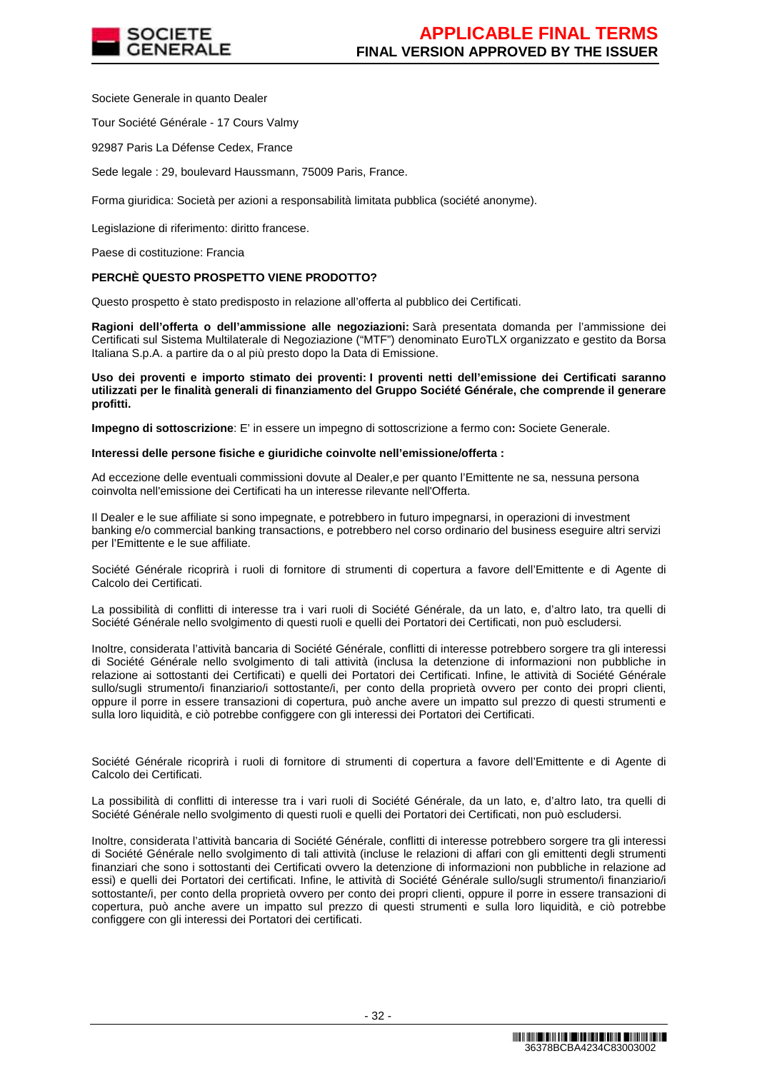Societe Generale in quanto Dealer

Tour Société Générale - 17 Cours Valmy

92987 Paris La Défense Cedex, France

Sede legale : 29, boulevard Haussmann, 75009 Paris, France.

Forma giuridica: Società per azioni a responsabilità limitata pubblica (société anonyme).

Legislazione di riferimento: diritto francese.

Paese di costituzione: Francia

**PERCHÈ QUESTO PROSPETTO VIENE PRODOTTO?**

Questo prospetto è stato predisposto in relazione all'offerta al pubblico dei Certificati.

**Ragioni dell'offerta o dell'ammissione alle negoziazioni:** Sarà presentata domanda per l'ammissione dei Certificati sul Sistema Multilaterale di Negoziazione ("MTF") denominato EuroTLX organizzato e gestito da Borsa Italiana S.p.A. a partire da o al più presto dopo la Data di Emissione.

**Uso dei proventi e importo stimato dei proventi: I proventi netti dell'emissione dei Certificati saranno utilizzati per le finalità generali di finanziamento del Gruppo Société Générale, che comprende il generare profitti.**

**Impegno di sottoscrizione**: E' in essere un impegno di sottoscrizione a fermo con**:** Societe Generale.

**Interessi delle persone fisiche e giuridiche coinvolte nell'emissione/offerta :**

Ad eccezione delle eventuali commissioni dovute al Dealer,e per quanto l'Emittente ne sa, nessuna persona coinvolta nell'emissione dei Certificati ha un interesse rilevante nell'Offerta.

Il Dealer e le sue affiliate si sono impegnate, e potrebbero in futuro impegnarsi, in operazioni di investment banking e/o commercial banking transactions, e potrebbero nel corso ordinario del business eseguire altri servizi per l'Emittente e le sue affiliate.

Société Générale ricoprirà i ruoli di fornitore di strumenti di copertura a favore dell'Emittente e di Agente di Calcolo dei Certificati.

La possibilità di conflitti di interesse tra i vari ruoli di Société Générale, da un lato, e, d'altro lato, tra quelli di Société Générale nello svolgimento di questi ruoli e quelli dei Portatori dei Certificati, non può escludersi.

Inoltre, considerata l'attività bancaria di Société Générale, conflitti di interesse potrebbero sorgere tra gli interessi di Société Générale nello svolgimento di tali attività (inclusa la detenzione di informazioni non pubbliche in relazione ai sottostanti dei Certificati) e quelli dei Portatori dei Certificati. Infine, le attività di Société Générale sullo/sugli strumento/i finanziario/i sottostante/i, per conto della proprietà ovvero per conto dei propri clienti, oppure il porre in essere transazioni di copertura, può anche avere un impatto sul prezzo di questi strumenti e sulla loro liquidità, e ciò potrebbe configgere con gli interessi dei Portatori dei Certificati.

Société Générale ricoprirà i ruoli di fornitore di strumenti di copertura a favore dell'Emittente e di Agente di Calcolo dei Certificati.

La possibilità di conflitti di interesse tra i vari ruoli di Société Générale, da un lato, e, d'altro lato, tra quelli di Société Générale nello svolgimento di questi ruoli e quelli dei Portatori dei Certificati, non può escludersi.

Inoltre, considerata l'attività bancaria di Société Générale, conflitti di interesse potrebbero sorgere tra gli interessi di Société Générale nello svolgimento di tali attività (incluse le relazioni di affari con gli emittenti degli strumenti finanziari che sono i sottostanti dei Certificati ovvero la detenzione di informazioni non pubbliche in relazione ad essi) e quelli dei Portatori dei certificati. Infine, le attività di Société Générale sullo/sugli strumento/i finanziario/i sottostante/i, per conto della proprietà ovvero per conto dei propri clienti, oppure il porre in essere transazioni di copertura, può anche avere un impatto sul prezzo di questi strumenti e sulla loro liquidità, e ciò potrebbe configgere con gli interessi dei Portatori dei certificati.